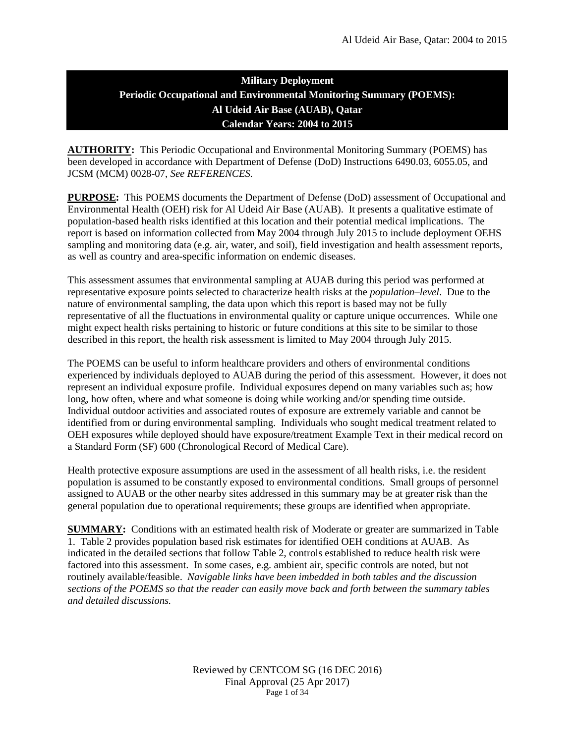# Military Deployment
# Periodic Occupational and Environmental Monitoring Summary (POEMS):
# Al Udeid Air Base (AUAB), Qatar
# Calendar Years: 2004 to 2015

**AUTHORITY:** This Periodic Occupational and Environmental Monitoring Summary (POEMS) has been developed in accordance with Department of Defense (DoD) Instructions 6490.03, 6055.05, and JCSM (MCM) 0028-07, *See REFERENCES.*

**PURPOSE:** This POEMS documents the Department of Defense (DoD) assessment of Occupational and Environmental Health (OEH) risk for Al Udeid Air Base (AUAB). It presents a qualitative estimate of population-based health risks identified at this location and their potential medical implications. The report is based on information collected from May 2004 through July 2015 to include deployment OEHS sampling and monitoring data (e.g. air, water, and soil), field investigation and health assessment reports, as well as country and area-specific information on endemic diseases.

This assessment assumes that environmental sampling at AUAB during this period was performed at representative exposure points selected to characterize health risks at the *population–level*. Due to the nature of environmental sampling, the data upon which this report is based may not be fully representative of all the fluctuations in environmental quality or capture unique occurrences. While one might expect health risks pertaining to historic or future conditions at this site to be similar to those described in this report, the health risk assessment is limited to May 2004 through July 2015.

The POEMS can be useful to inform healthcare providers and others of environmental conditions experienced by individuals deployed to AUAB during the period of this assessment. However, it does not represent an individual exposure profile. Individual exposures depend on many variables such as; how long, how often, where and what someone is doing while working and/or spending time outside. Individual outdoor activities and associated routes of exposure are extremely variable and cannot be identified from or during environmental sampling. Individuals who sought medical treatment related to OEH exposures while deployed should have exposure/treatment Example Text in their medical record on a Standard Form (SF) 600 (Chronological Record of Medical Care).

Health protective exposure assumptions are used in the assessment of all health risks, i.e. the resident population is assumed to be constantly exposed to environmental conditions. Small groups of personnel assigned to AUAB or the other nearby sites addressed in this summary may be at greater risk than the general population due to operational requirements; these groups are identified when appropriate.

**SUMMARY:** Conditions with an estimated health risk of Moderate or greater are summarized in Table 1. Table 2 provides population based risk estimates for identified OEH conditions at AUAB. As indicated in the detailed sections that follow Table 2, controls established to reduce health risk were factored into this assessment. In some cases, e.g. ambient air, specific controls are noted, but not routinely available/feasible. *Navigable links have been imbedded in both tables and the discussion sections of the POEMS so that the reader can easily move back and forth between the summary tables and detailed discussions.*

Reviewed by CENTCOM SG (16 DEC 2016)
Final Approval (25 Apr 2017)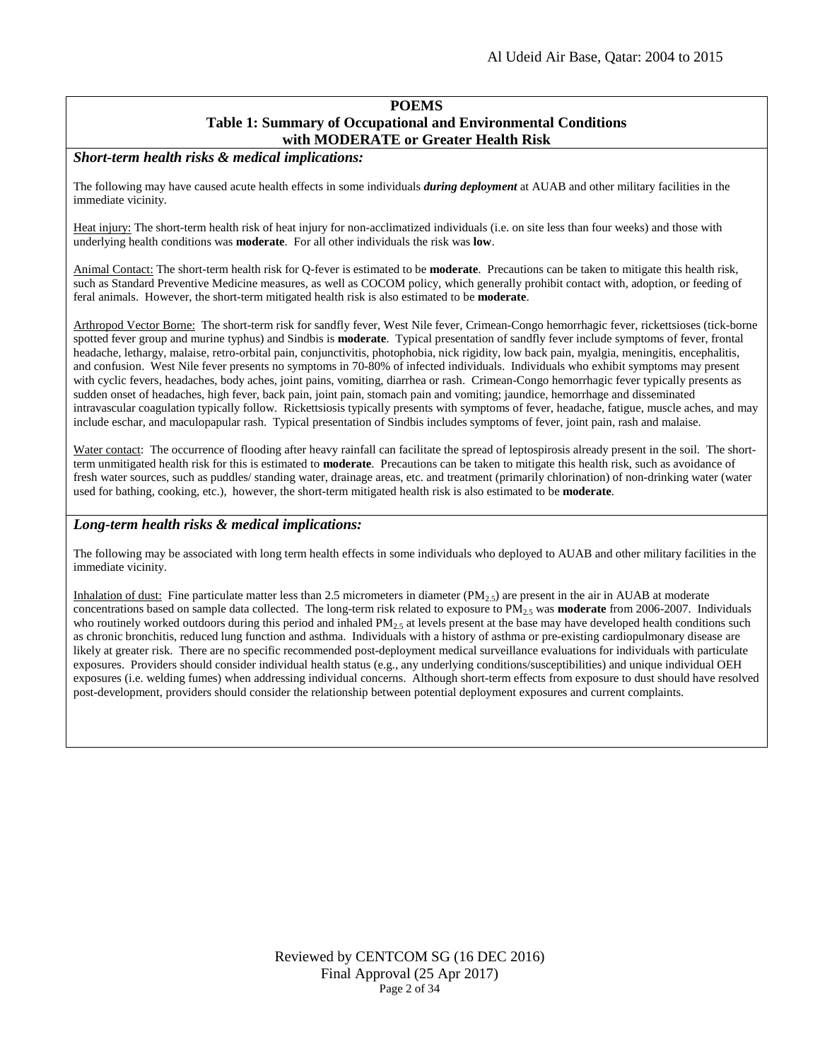## POEMS

### Table 1: Summary of Occupational and Environmental Conditions with MODERATE or Greater Health Risk

***Short-term health risks & medical implications:***

The following may have caused acute health effects in some individuals ***during deployment*** at AUAB and other military facilities in the immediate vicinity.

Heat injury: The short-term health risk of heat injury for non-acclimatized individuals (i.e. on site less than four weeks) and those with underlying health conditions was **moderate**. For all other individuals the risk was **low**.

Animal Contact: The short-term health risk for Q-fever is estimated to be **moderate**. Precautions can be taken to mitigate this health risk, such as Standard Preventive Medicine measures, as well as COCOM policy, which generally prohibit contact with, adoption, or feeding of feral animals. However, the short-term mitigated health risk is also estimated to be **moderate**.

Arthropod Vector Borne: The short-term risk for sandfly fever, West Nile fever, Crimean-Congo hemorrhagic fever, rickettsioses (tick-borne spotted fever group and murine typhus) and Sindbis is **moderate**. Typical presentation of sandfly fever include symptoms of fever, frontal headache, lethargy, malaise, retro-orbital pain, conjunctivitis, photophobia, nick rigidity, low back pain, myalgia, meningitis, encephalitis, and confusion. West Nile fever presents no symptoms in 70-80% of infected individuals. Individuals who exhibit symptoms may present with cyclic fevers, headaches, body aches, joint pains, vomiting, diarrhea or rash. Crimean-Congo hemorrhagic fever typically presents as sudden onset of headaches, high fever, back pain, joint pain, stomach pain and vomiting; jaundice, hemorrhage and disseminated intravascular coagulation typically follow. Rickettsiosis typically presents with symptoms of fever, headache, fatigue, muscle aches, and may include eschar, and maculopapular rash. Typical presentation of Sindbis includes symptoms of fever, joint pain, rash and malaise.

Water contact: The occurrence of flooding after heavy rainfall can facilitate the spread of leptospirosis already present in the soil. The short-term unmitigated health risk for this is estimated to **moderate**. Precautions can be taken to mitigate this health risk, such as avoidance of fresh water sources, such as puddles/ standing water, drainage areas, etc. and treatment (primarily chlorination) of non-drinking water (water used for bathing, cooking, etc.), however, the short-term mitigated health risk is also estimated to be **moderate**.

***Long-term health risks & medical implications:***

The following may be associated with long term health effects in some individuals who deployed to AUAB and other military facilities in the immediate vicinity.

Inhalation of dust: Fine particulate matter less than 2.5 micrometers in diameter ($PM_{2.5}$) are present in the air in AUAB at moderate concentrations based on sample data collected. The long-term risk related to exposure to $PM_{2.5}$ was **moderate** from 2006-2007. Individuals who routinely worked outdoors during this period and inhaled $PM_{2.5}$ at levels present at the base may have developed health conditions such as chronic bronchitis, reduced lung function and asthma. Individuals with a history of asthma or pre-existing cardiopulmonary disease are likely at greater risk. There are no specific recommended post-deployment medical surveillance evaluations for individuals with particulate exposures. Providers should consider individual health status (e.g., any underlying conditions/susceptibilities) and unique individual OEH exposures (i.e. welding fumes) when addressing individual concerns. Although short-term effects from exposure to dust should have resolved post-development, providers should consider the relationship between potential deployment exposures and current complaints.

Reviewed by CENTCOM SG (16 DEC 2016)
Final Approval (25 Apr 2017)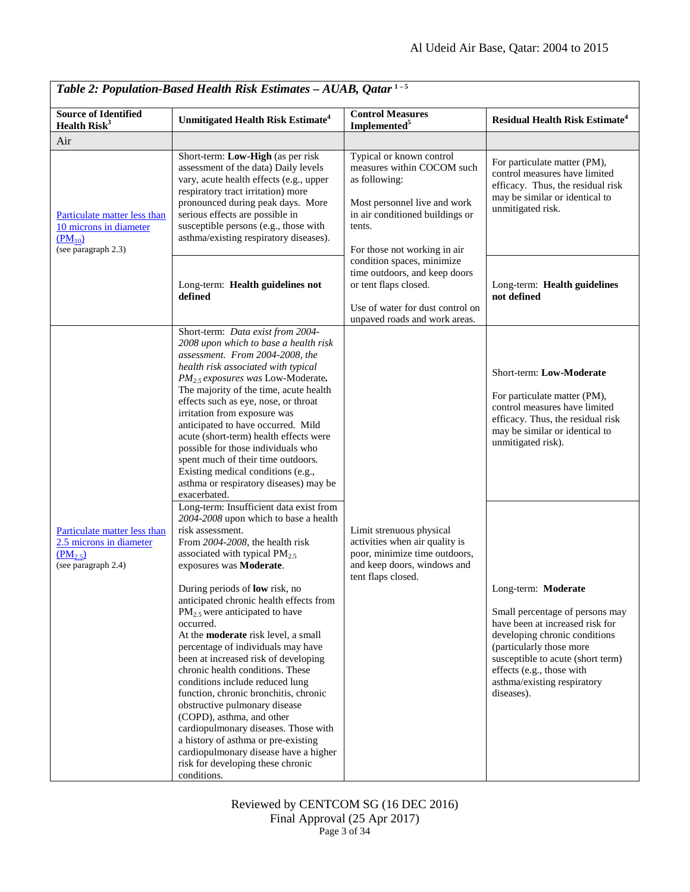| *Table 2: Population-Based Health Risk Estimates – AUAB, Qatar* [1–5] | | | |
|---|---|---|---|
| **Source of Identified Health Risk**[3] | **Unmitigated Health Risk Estimate**[4] | **Control Measures Implemented**[5] | **Residual Health Risk Estimate**[4] |
| Air | | | |
| Particulate matter less than 10 microns in diameter ($PM_{10}$) (see paragraph 2.3) | Short-term: **Low-High** (as per risk assessment of the data) Daily levels vary, acute health effects (e.g., upper respiratory tract irritation) more pronounced during peak days. More serious effects are possible in susceptible persons (e.g., those with asthma/existing respiratory diseases). | Typical or known control measures within COCOM such as following:<br><br>Most personnel live and work in air conditioned buildings or tents.<br><br>For those not working in air condition spaces, minimize time outdoors, and keep doors or tent flaps closed.<br><br>Use of water for dust control on unpaved roads and work areas. | For particulate matter (PM), control measures have limited efficacy. Thus, the residual risk may be similar or identical to unmitigated risk. |
| | Long-term: **Health guidelines not defined** | | Long-term: **Health guidelines not defined** |
| Particulate matter less than 2.5 microns in diameter ($PM_{2.5}$) (see paragraph 2.4) | Short-term: *Data exist from 2004-2008 upon which to base a health risk assessment. From 2004-2008, the health risk associated with typical $PM_{2.5}$ exposures was* Low-Moderate**.** The majority of the time, acute health effects such as eye, nose, or throat irritation from exposure was anticipated to have occurred. Mild acute (short-term) health effects were possible for those individuals who spent much of their time outdoors. Existing medical conditions (e.g., asthma or respiratory diseases) may be exacerbated. | Limit strenuous physical activities when air quality is poor, minimize time outdoors, and keep doors, windows and tent flaps closed. | Short-term: **Low-Moderate**<br><br>For particulate matter (PM), control measures have limited efficacy. Thus, the residual risk may be similar or identical to unmitigated risk). |
| | Long-term: Insufficient data exist from *2004-2008* upon which to base a health risk assessment.<br>From *2004-2008*, the health risk associated with typical $PM_{2.5}$ exposures was **Moderate**.<br><br>During periods of **low** risk, no anticipated chronic health effects from $PM_{2.5}$ were anticipated to have occurred.<br>At the **moderate** risk level, a small percentage of individuals may have been at increased risk of developing chronic health conditions. These conditions include reduced lung function, chronic bronchitis, chronic obstructive pulmonary disease (COPD), asthma, and other cardiopulmonary diseases. Those with a history of asthma or pre-existing cardiopulmonary disease have a higher risk for developing these chronic conditions. | | Long-term: **Moderate**<br><br>Small percentage of persons may have been at increased risk for developing chronic conditions (particularly those more susceptible to acute (short term) effects (e.g., those with asthma/existing respiratory diseases). |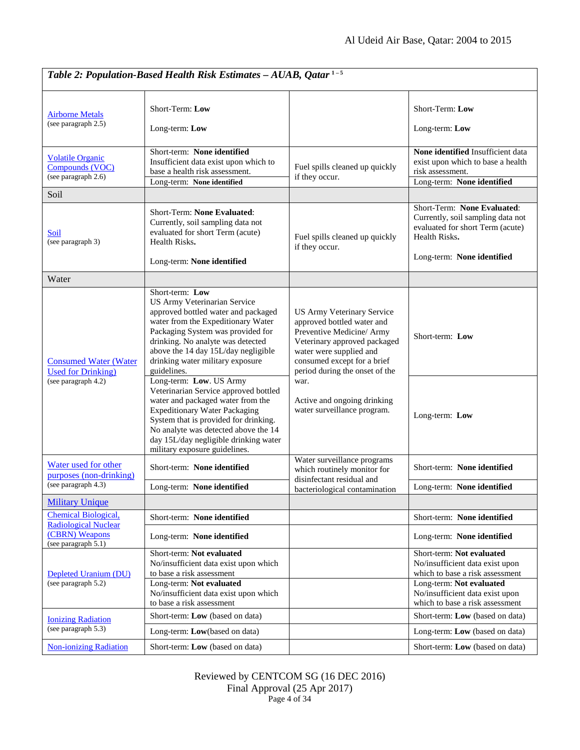*Table 2: Population-Based Health Risk Estimates – AUAB, Qatar* [1–5]

| | | | |
|---|---|---|---|
| Airborne Metals (see paragraph 2.5) | Short-Term: **Low**<br><br>Long-term: **Low** | | Short-Term: **Low**<br><br>Long-term: **Low** |
| Volatile Organic Compounds (VOC) (see paragraph 2.6) | Short-term: **None identified** Insufficient data exist upon which to base a health risk assessment.<br>Long-term: **None identified** | Fuel spills cleaned up quickly if they occur. | **None identified** Insufficient data exist upon which to base a health risk assessment.<br>Long-term: **None identified** |
| Soil | | | |
| Soil (see paragraph 3) | Short-Term: **None Evaluated**: Currently, soil sampling data not evaluated for short Term (acute) Health Risks**.**<br><br>Long-term: **None identified** | Fuel spills cleaned up quickly if they occur. | Short-Term: **None Evaluated**: Currently, soil sampling data not evaluated for short Term (acute) Health Risks**.**<br><br>Long-term: **None identified** |
| Water | | | |
| Consumed Water (Water Used for Drinking) (see paragraph 4.2) | Short-term: **Low** US Army Veterinarian Service approved bottled water and packaged water from the Expeditionary Water Packaging System was provided for drinking. No analyte was detected above the 14 day 15L/day negligible drinking water military exposure guidelines.<br>Long-term: **Low**. US Army Veterinarian Service approved bottled water and packaged water from the Expeditionary Water Packaging System that is provided for drinking. No analyte was detected above the 14 day 15L/day negligible drinking water military exposure guidelines. | US Army Veterinary Service approved bottled water and Preventive Medicine/ Army Veterinary approved packaged water were supplied and consumed except for a brief period during the onset of the war.<br><br>Active and ongoing drinking water surveillance program. | Short-term: **Low**<br><br>Long-term: **Low** |
| Water used for other purposes (non-drinking) (see paragraph 4.3) | Short-term: **None identified**<br>Long-term: **None identified** | Water surveillance programs which routinely monitor for disinfectant residual and bacteriological contamination | Short-term: **None identified**<br>Long-term: **None identified** |
| Military Unique | | | |
| Chemical Biological, Radiological Nuclear (CBRN) Weapons (see paragraph 5.1) | Short-term: **None identified**<br>Long-term: **None identified** | | Short-term: **None identified**<br>Long-term: **None identified** |
| Depleted Uranium (DU) (see paragraph 5.2) | Short-term: **Not evaluated** No/insufficient data exist upon which to base a risk assessment<br>Long-term: **Not evaluated** No/insufficient data exist upon which to base a risk assessment | | Short-term: **Not evaluated** No/insufficient data exist upon which to base a risk assessment<br>Long-term: **Not evaluated** No/insufficient data exist upon which to base a risk assessment |
| Ionizing Radiation (see paragraph 5.3) | Short-term: **Low** (based on data)<br>Long-term: **Low**(based on data) | | Short-term: **Low** (based on data)<br>Long-term: **Low** (based on data) |
| Non-ionizing Radiation | Short-term: **Low** (based on data) | | Short-term: **Low** (based on data) |

Reviewed by CENTCOM SG (16 DEC 2016)
Final Approval (25 Apr 2017)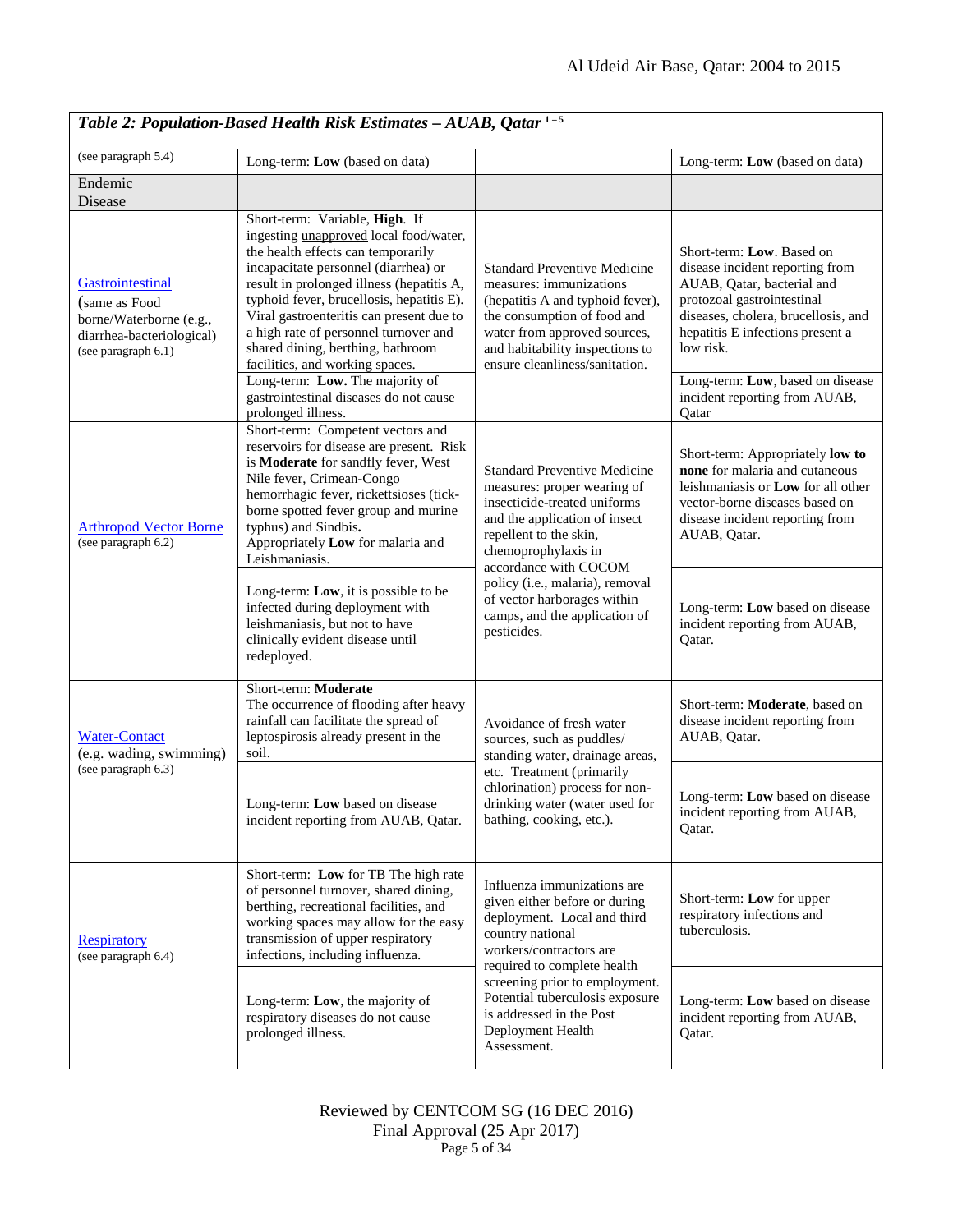| *Table 2: Population-Based Health Risk Estimates – AUAB, Qatar* [1–5] | | | |
|---|---|---|---|
| (see paragraph 5.4) | Long-term: **Low** (based on data) | | Long-term: **Low** (based on data) |
| Endemic Disease | | | |
| Gastrointestinal (same as Food borne/Waterborne (e.g., diarrhea-bacteriological) (see paragraph 6.1) | Short-term: Variable, **High**. If ingesting unapproved local food/water, the health effects can temporarily incapacitate personnel (diarrhea) or result in prolonged illness (hepatitis A, typhoid fever, brucellosis, hepatitis E). Viral gastroenteritis can present due to a high rate of personnel turnover and shared dining, berthing, bathroom facilities, and working spaces. | Standard Preventive Medicine measures: immunizations (hepatitis A and typhoid fever), the consumption of food and water from approved sources, and habitability inspections to ensure cleanliness/sanitation. | Short-term: **Low**. Based on disease incident reporting from AUAB, Qatar, bacterial and protozoal gastrointestinal diseases, cholera, brucellosis, and hepatitis E infections present a low risk. |
| | Long-term: **Low.** The majority of gastrointestinal diseases do not cause prolonged illness. | | Long-term: **Low**, based on disease incident reporting from AUAB, Qatar |
| Arthropod Vector Borne (see paragraph 6.2) | Short-term: Competent vectors and reservoirs for disease are present. Risk is **Moderate** for sandfly fever, West Nile fever, Crimean-Congo hemorrhagic fever, rickettsioses (tick-borne spotted fever group and murine typhus) and Sindbis**.** Appropriately **Low** for malaria and Leishmaniasis. | Standard Preventive Medicine measures: proper wearing of insecticide-treated uniforms and the application of insect repellent to the skin, chemoprophylaxis in accordance with COCOM policy (i.e., malaria), removal of vector harborages within camps, and the application of pesticides. | Short-term: Appropriately **low to none** for malaria and cutaneous leishmaniasis or **Low** for all other vector-borne diseases based on disease incident reporting from AUAB, Qatar. |
| | Long-term: **Low**, it is possible to be infected during deployment with leishmaniasis, but not to have clinically evident disease until redeployed. | | Long-term: **Low** based on disease incident reporting from AUAB, Qatar. |
| Water-Contact (e.g. wading, swimming) (see paragraph 6.3) | Short-term: **Moderate** The occurrence of flooding after heavy rainfall can facilitate the spread of leptospirosis already present in the soil. | Avoidance of fresh water sources, such as puddles/ standing water, drainage areas, etc. Treatment (primarily chlorination) process for non-drinking water (water used for bathing, cooking, etc.). | Short-term: **Moderate**, based on disease incident reporting from AUAB, Qatar. |
| | Long-term: **Low** based on disease incident reporting from AUAB, Qatar. | | Long-term: **Low** based on disease incident reporting from AUAB, Qatar. |
| Respiratory (see paragraph 6.4) | Short-term: **Low** for TB The high rate of personnel turnover, shared dining, berthing, recreational facilities, and working spaces may allow for the easy transmission of upper respiratory infections, including influenza. | Influenza immunizations are given either before or during deployment. Local and third country national workers/contractors are required to complete health screening prior to employment. Potential tuberculosis exposure is addressed in the Post Deployment Health Assessment. | Short-term: **Low** for upper respiratory infections and tuberculosis. |
| | Long-term: **Low**, the majority of respiratory diseases do not cause prolonged illness. | | Long-term: **Low** based on disease incident reporting from AUAB, Qatar. |

Reviewed by CENTCOM SG (16 DEC 2016)
Final Approval (25 Apr 2017)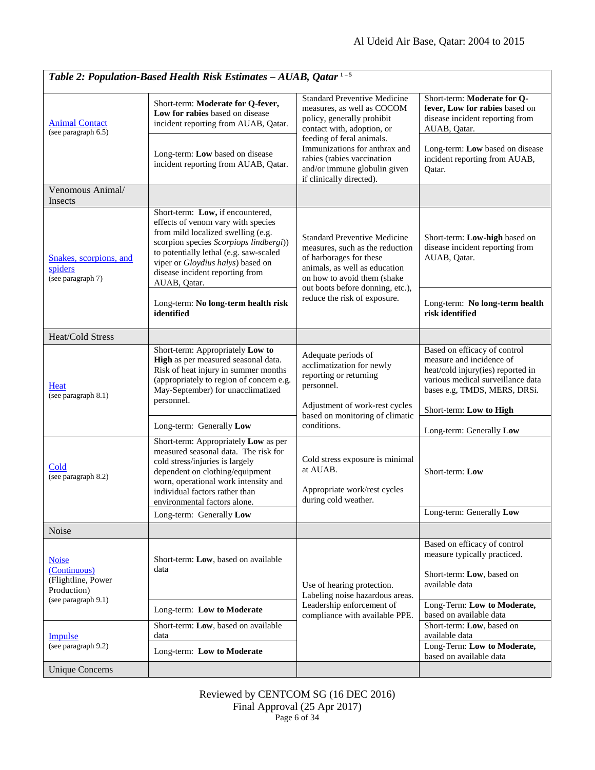| *Table 2: Population-Based Health Risk Estimates – AUAB, Qatar* [1–5] | | | |
|---|---|---|---|
| Animal Contact (see paragraph 6.5) | Short-term: **Moderate for Q-fever, Low for rabies** based on disease incident reporting from AUAB, Qatar. | Standard Preventive Medicine measures, as well as COCOM policy, generally prohibit contact with, adoption, or feeding of feral animals. Immunizations for anthrax and rabies (rabies vaccination and/or immune globulin given if clinically directed). | Short-term: **Moderate for Q-fever, Low for rabies** based on disease incident reporting from AUAB, Qatar. |
| | Long-term: **Low** based on disease incident reporting from AUAB, Qatar. | | Long-term: **Low** based on disease incident reporting from AUAB, Qatar. |
| Venomous Animal/ Insects | | | |
| Snakes, scorpions, and spiders (see paragraph 7) | Short-term: **Low,** if encountered, effects of venom vary with species from mild localized swelling (e.g. scorpion species *Scorpiops lindbergi*)) to potentially lethal (e.g. saw-scaled viper or *Gloydius halys*) based on disease incident reporting from AUAB, Qatar. | Standard Preventive Medicine measures, such as the reduction of harborages for these animals, as well as education on how to avoid them (shake out boots before donning, etc.), reduce the risk of exposure. | Short-term: **Low-high** based on disease incident reporting from AUAB, Qatar. |
| | Long-term: **No long-term health risk identified** | | Long-term: **No long-term health risk identified** |
| Heat/Cold Stress | | | |
| Heat (see paragraph 8.1) | Short-term: Appropriately **Low to High** as per measured seasonal data. Risk of heat injury in summer months (appropriately to region of concern e.g. May-September) for unacclimatized personnel. | Adequate periods of acclimatization for newly reporting or returning personnel.<br><br>Adjustment of work-rest cycles based on monitoring of climatic conditions. | Based on efficacy of control measure and incidence of heat/cold injury(ies) reported in various medical surveillance data bases e.g, TMDS, MERS, DRSi.<br><br>Short-term: **Low to High** |
| | Long-term: Generally **Low** | | Long-term: Generally **Low** |
| Cold (see paragraph 8.2) | Short-term: Appropriately **Low** as per measured seasonal data. The risk for cold stress/injuries is largely dependent on clothing/equipment worn, operational work intensity and individual factors rather than environmental factors alone. | Cold stress exposure is minimal at AUAB.<br><br>Appropriate work/rest cycles during cold weather. | Short-term: **Low** |
| | Long-term: Generally **Low** | | Long-term: Generally **Low** |
| Noise | | | |
| Noise (Continuous) (Flightline, Power Production) (see paragraph 9.1) | Short-term: **Low**, based on available data | Use of hearing protection. Labeling noise hazardous areas. Leadership enforcement of compliance with available PPE. | Based on efficacy of control measure typically practiced.<br><br>Short-term: **Low**, based on available data |
| | Long-term: **Low to Moderate** | | Long-Term: **Low to Moderate,** based on available data |
| Impulse (see paragraph 9.2) | Short-term: **Low**, based on available data | | Short-term: **Low**, based on available data |
| | Long-term: **Low to Moderate** | | Long-Term: **Low to Moderate,** based on available data |
| Unique Concerns | | | |

Reviewed by CENTCOM SG (16 DEC 2016)
Final Approval (25 Apr 2017)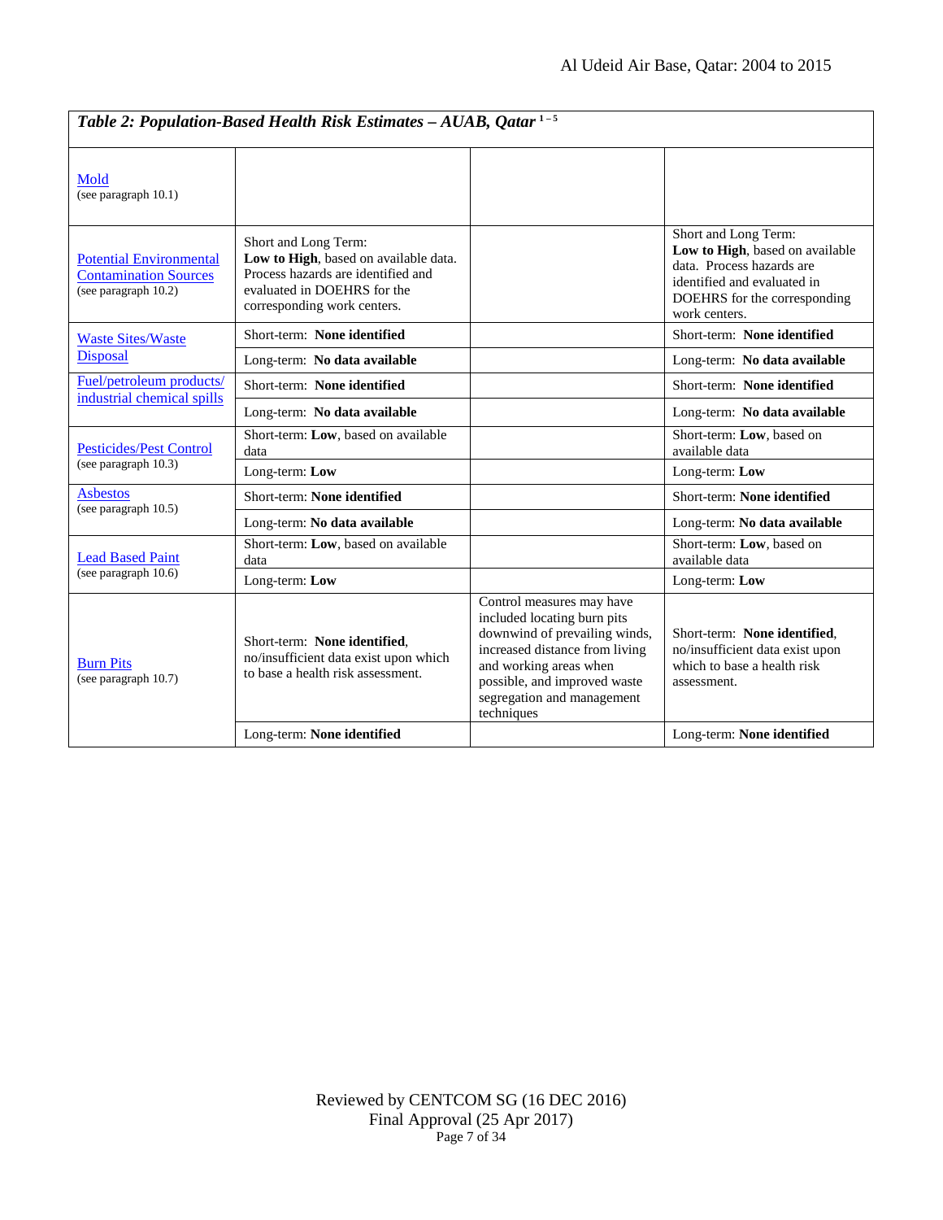| *Table 2: Population-Based Health Risk Estimates – AUAB, Qatar* [1 – 5] | | | |
|---|---|---|---|
| Mold (see paragraph 10.1) | | | |
| Potential Environmental Contamination Sources (see paragraph 10.2) | Short and Long Term: **Low to High**, based on available data. Process hazards are identified and evaluated in DOEHRS for the corresponding work centers. | | Short and Long Term: **Low to High**, based on available data. Process hazards are identified and evaluated in DOEHRS for the corresponding work centers. |
| Waste Sites/Waste Disposal | Short-term: **None identified** | | Short-term: **None identified** |
| | Long-term: **No data available** | | Long-term: **No data available** |
| Fuel/petroleum products/ industrial chemical spills | Short-term: **None identified** | | Short-term: **None identified** |
| | Long-term: **No data available** | | Long-term: **No data available** |
| Pesticides/Pest Control (see paragraph 10.3) | Short-term: **Low**, based on available data | | Short-term: **Low**, based on available data |
| | Long-term: **Low** | | Long-term: **Low** |
| Asbestos (see paragraph 10.5) | Short-term: **None identified** | | Short-term: **None identified** |
| | Long-term: **No data available** | | Long-term: **No data available** |
| Lead Based Paint (see paragraph 10.6) | Short-term: **Low**, based on available data | | Short-term: **Low**, based on available data |
| | Long-term: **Low** | | Long-term: **Low** |
| Burn Pits (see paragraph 10.7) | Short-term: **None identified**, no/insufficient data exist upon which to base a health risk assessment. | Control measures may have included locating burn pits downwind of prevailing winds, increased distance from living and working areas when possible, and improved waste segregation and management techniques | Short-term: **None identified**, no/insufficient data exist upon which to base a health risk assessment. |
| | Long-term: **None identified** | | Long-term: **None identified** |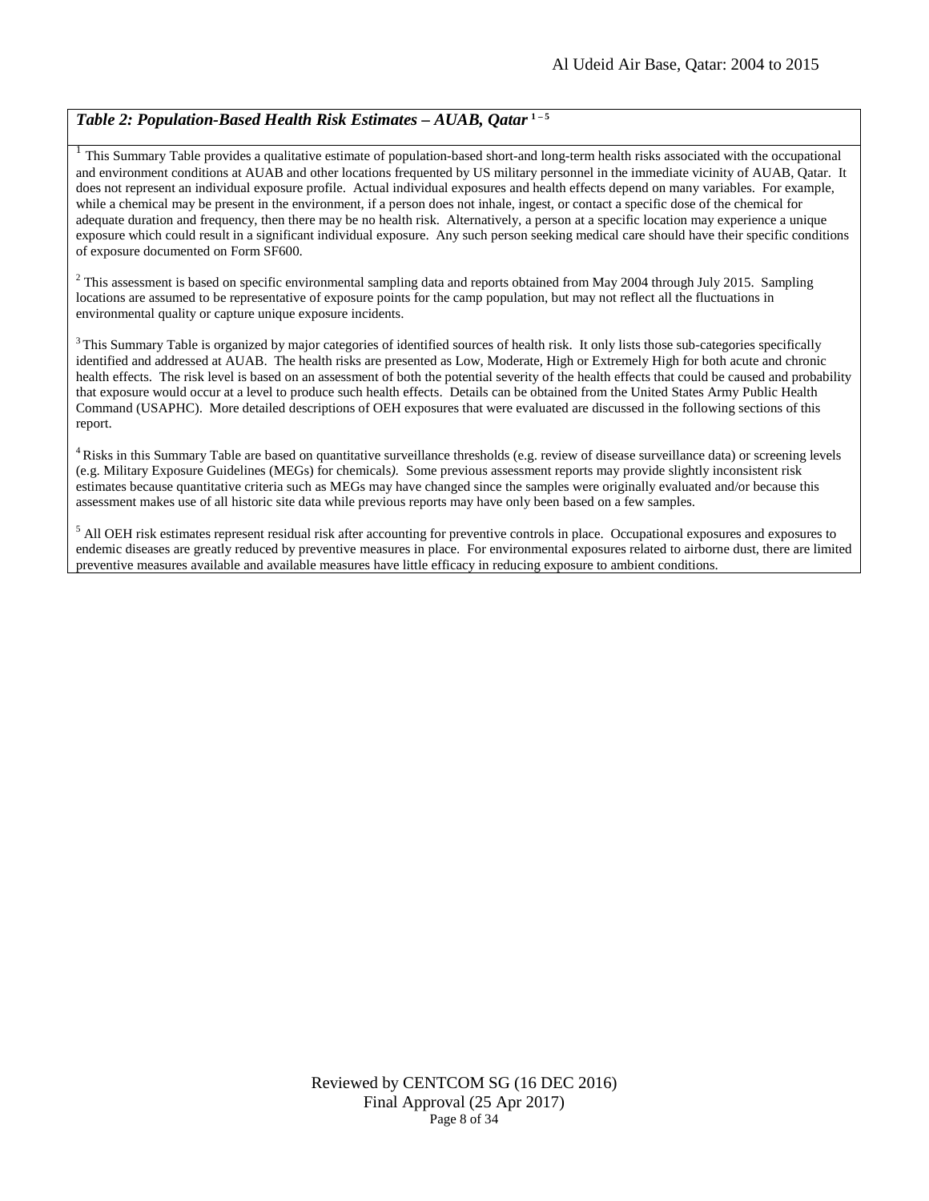*Table 2: Population-Based Health Risk Estimates – AUAB, Qatar* [1 – 5]

[1] This Summary Table provides a qualitative estimate of population-based short-and long-term health risks associated with the occupational and environment conditions at AUAB and other locations frequented by US military personnel in the immediate vicinity of AUAB, Qatar. It does not represent an individual exposure profile. Actual individual exposures and health effects depend on many variables. For example, while a chemical may be present in the environment, if a person does not inhale, ingest, or contact a specific dose of the chemical for adequate duration and frequency, then there may be no health risk. Alternatively, a person at a specific location may experience a unique exposure which could result in a significant individual exposure. Any such person seeking medical care should have their specific conditions of exposure documented on Form SF600.

[2] This assessment is based on specific environmental sampling data and reports obtained from May 2004 through July 2015. Sampling locations are assumed to be representative of exposure points for the camp population, but may not reflect all the fluctuations in environmental quality or capture unique exposure incidents.

[3] This Summary Table is organized by major categories of identified sources of health risk. It only lists those sub-categories specifically identified and addressed at AUAB. The health risks are presented as Low, Moderate, High or Extremely High for both acute and chronic health effects. The risk level is based on an assessment of both the potential severity of the health effects that could be caused and probability that exposure would occur at a level to produce such health effects. Details can be obtained from the United States Army Public Health Command (USAPHC). More detailed descriptions of OEH exposures that were evaluated are discussed in the following sections of this report.

[4] Risks in this Summary Table are based on quantitative surveillance thresholds (e.g. review of disease surveillance data) or screening levels (e.g. Military Exposure Guidelines (MEGs) for chemicals*)*. Some previous assessment reports may provide slightly inconsistent risk estimates because quantitative criteria such as MEGs may have changed since the samples were originally evaluated and/or because this assessment makes use of all historic site data while previous reports may have only been based on a few samples.

[5] All OEH risk estimates represent residual risk after accounting for preventive controls in place. Occupational exposures and exposures to endemic diseases are greatly reduced by preventive measures in place. For environmental exposures related to airborne dust, there are limited preventive measures available and available measures have little efficacy in reducing exposure to ambient conditions.

Reviewed by CENTCOM SG (16 DEC 2016)
Final Approval (25 Apr 2017)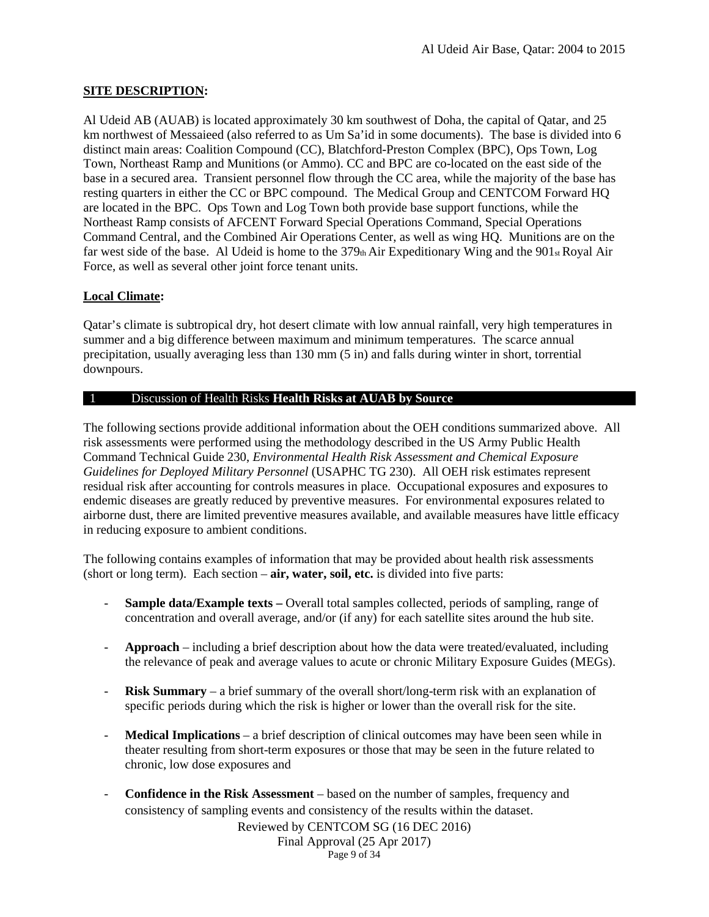## SITE DESCRIPTION:

Al Udeid AB (AUAB) is located approximately 30 km southwest of Doha, the capital of Qatar, and 25 km northwest of Messaieed (also referred to as Um Sa'id in some documents). The base is divided into 6 distinct main areas: Coalition Compound (CC), Blatchford-Preston Complex (BPC), Ops Town, Log Town, Northeast Ramp and Munitions (or Ammo). CC and BPC are co-located on the east side of the base in a secured area. Transient personnel flow through the CC area, while the majority of the base has resting quarters in either the CC or BPC compound. The Medical Group and CENTCOM Forward HQ are located in the BPC. Ops Town and Log Town both provide base support functions, while the Northeast Ramp consists of AFCENT Forward Special Operations Command, Special Operations Command Central, and the Combined Air Operations Center, as well as wing HQ. Munitions are on the far west side of the base. Al Udeid is home to the 379th Air Expeditionary Wing and the 901st Royal Air Force, as well as several other joint force tenant units.

### Local Climate:

Qatar's climate is subtropical dry, hot desert climate with low annual rainfall, very high temperatures in summer and a big difference between maximum and minimum temperatures. The scarce annual precipitation, usually averaging less than 130 mm (5 in) and falls during winter in short, torrential downpours.

## 1 Discussion of Health Risks **Health Risks at AUAB by Source**

The following sections provide additional information about the OEH conditions summarized above. All risk assessments were performed using the methodology described in the US Army Public Health Command Technical Guide 230, *Environmental Health Risk Assessment and Chemical Exposure Guidelines for Deployed Military Personnel* (USAPHC TG 230). All OEH risk estimates represent residual risk after accounting for controls measures in place. Occupational exposures and exposures to endemic diseases are greatly reduced by preventive measures. For environmental exposures related to airborne dust, there are limited preventive measures available, and available measures have little efficacy in reducing exposure to ambient conditions.

The following contains examples of information that may be provided about health risk assessments (short or long term). Each section – **air, water, soil, etc.** is divided into five parts:

- **Sample data/Example texts –** Overall total samples collected, periods of sampling, range of concentration and overall average, and/or (if any) for each satellite sites around the hub site.
- **Approach** – including a brief description about how the data were treated/evaluated, including the relevance of peak and average values to acute or chronic Military Exposure Guides (MEGs).
- **Risk Summary** – a brief summary of the overall short/long-term risk with an explanation of specific periods during which the risk is higher or lower than the overall risk for the site.
- **Medical Implications** – a brief description of clinical outcomes may have been seen while in theater resulting from short-term exposures or those that may be seen in the future related to chronic, low dose exposures and
- **Confidence in the Risk Assessment** – based on the number of samples, frequency and consistency of sampling events and consistency of the results within the dataset.

Reviewed by CENTCOM SG (16 DEC 2016)
Final Approval (25 Apr 2017)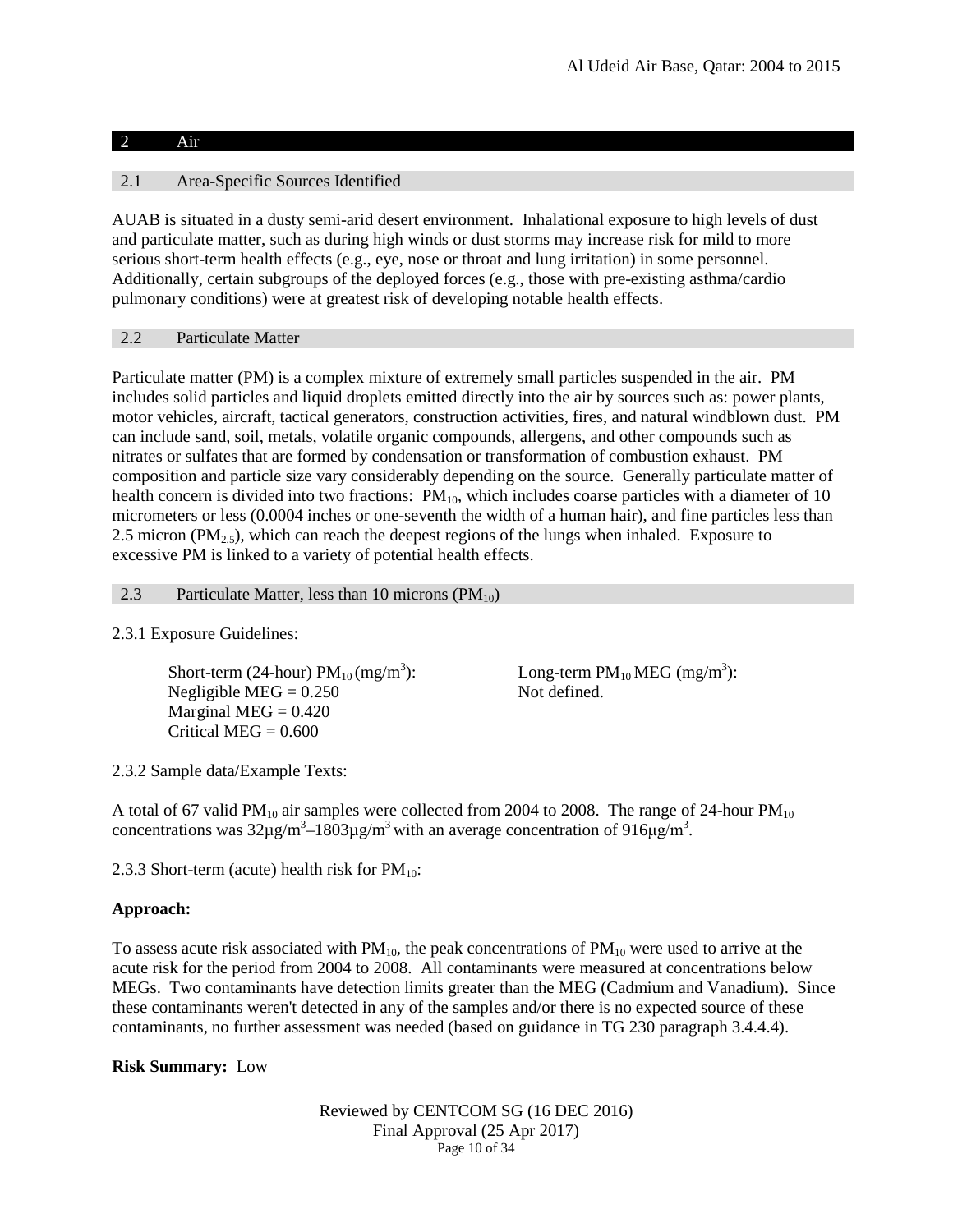## 2 Air

### 2.1 Area-Specific Sources Identified

AUAB is situated in a dusty semi-arid desert environment. Inhalational exposure to high levels of dust and particulate matter, such as during high winds or dust storms may increase risk for mild to more serious short-term health effects (e.g., eye, nose or throat and lung irritation) in some personnel. Additionally, certain subgroups of the deployed forces (e.g., those with pre-existing asthma/cardio pulmonary conditions) were at greatest risk of developing notable health effects.

### 2.2 Particulate Matter

Particulate matter (PM) is a complex mixture of extremely small particles suspended in the air. PM includes solid particles and liquid droplets emitted directly into the air by sources such as: power plants, motor vehicles, aircraft, tactical generators, construction activities, fires, and natural windblown dust. PM can include sand, soil, metals, volatile organic compounds, allergens, and other compounds such as nitrates or sulfates that are formed by condensation or transformation of combustion exhaust. PM composition and particle size vary considerably depending on the source. Generally particulate matter of health concern is divided into two fractions: $PM_{10}$, which includes coarse particles with a diameter of 10 micrometers or less (0.0004 inches or one-seventh the width of a human hair), and fine particles less than 2.5 micron ($PM_{2.5}$), which can reach the deepest regions of the lungs when inhaled. Exposure to excessive PM is linked to a variety of potential health effects.

### 2.3 Particulate Matter, less than 10 microns ($PM_{10}$)

2.3.1 Exposure Guidelines:

Short-term (24-hour) $PM_{10}$ (mg/m$^3$):
Negligible MEG = 0.250
Marginal MEG = 0.420
Critical MEG = 0.600

Long-term $PM_{10}$ MEG (mg/m$^3$):
Not defined.

2.3.2 Sample data/Example Texts:

A total of 67 valid $PM_{10}$ air samples were collected from 2004 to 2008. The range of 24-hour $PM_{10}$ concentrations was 32µg/m$^3$–1803µg/m$^3$ with an average concentration of 916µg/m$^3$.

2.3.3 Short-term (acute) health risk for $PM_{10}$:

**Approach:**

To assess acute risk associated with $PM_{10}$, the peak concentrations of $PM_{10}$ were used to arrive at the acute risk for the period from 2004 to 2008. All contaminants were measured at concentrations below MEGs. Two contaminants have detection limits greater than the MEG (Cadmium and Vanadium). Since these contaminants weren't detected in any of the samples and/or there is no expected source of these contaminants, no further assessment was needed (based on guidance in TG 230 paragraph 3.4.4.4).

**Risk Summary:** Low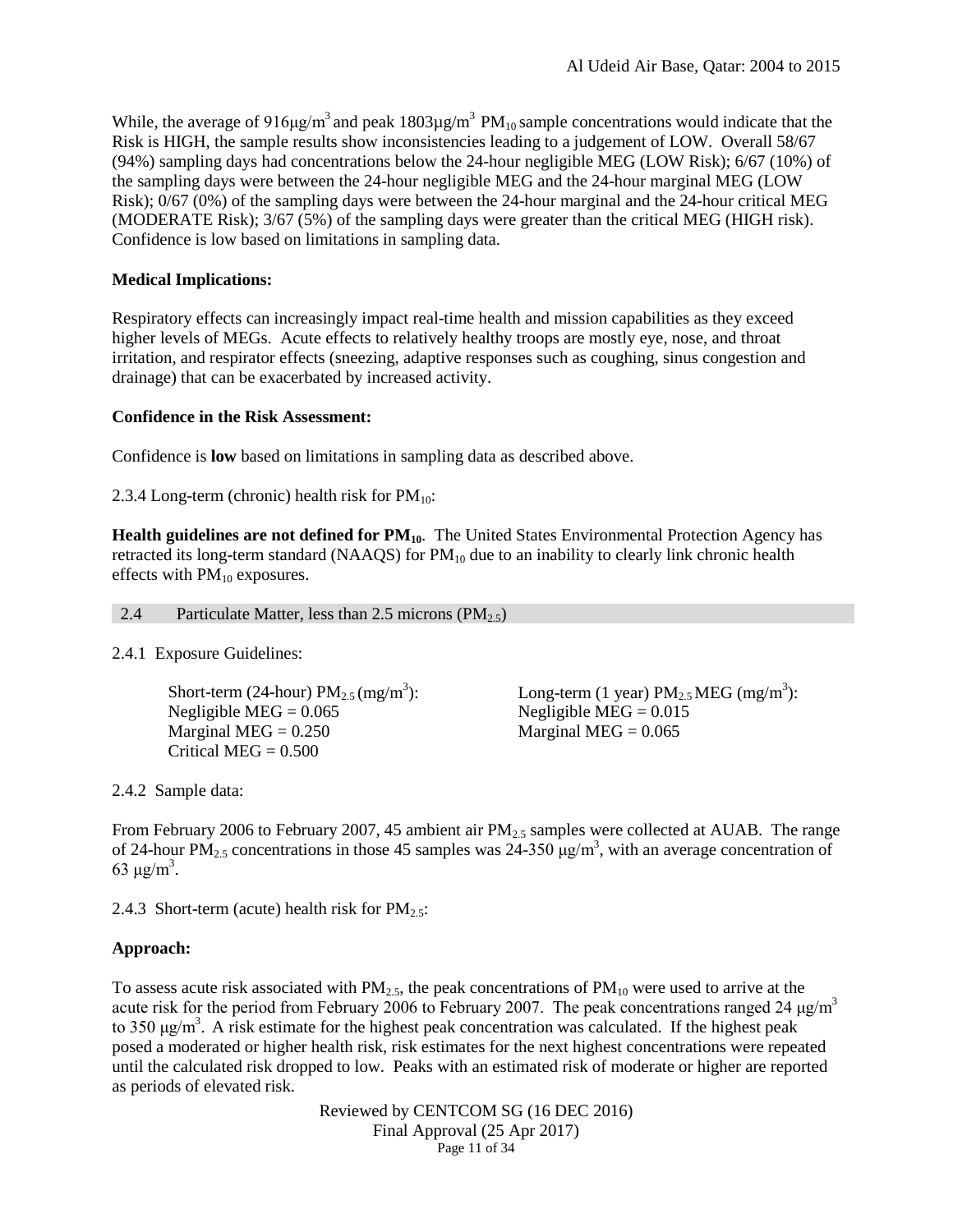While, the average of 916μg/$m^3$ and peak 1803μg/$m^3$ $PM_{10}$ sample concentrations would indicate that the Risk is HIGH, the sample results show inconsistencies leading to a judgement of LOW. Overall 58/67 (94%) sampling days had concentrations below the 24-hour negligible MEG (LOW Risk); 6/67 (10%) of the sampling days were between the 24-hour negligible MEG and the 24-hour marginal MEG (LOW Risk); 0/67 (0%) of the sampling days were between the 24-hour marginal and the 24-hour critical MEG (MODERATE Risk); 3/67 (5%) of the sampling days were greater than the critical MEG (HIGH risk). Confidence is low based on limitations in sampling data.

**Medical Implications:**

Respiratory effects can increasingly impact real-time health and mission capabilities as they exceed higher levels of MEGs. Acute effects to relatively healthy troops are mostly eye, nose, and throat irritation, and respirator effects (sneezing, adaptive responses such as coughing, sinus congestion and drainage) that can be exacerbated by increased activity.

**Confidence in the Risk Assessment:**

Confidence is **low** based on limitations in sampling data as described above.

2.3.4 Long-term (chronic) health risk for $PM_{10}$:

**Health guidelines are not defined for $PM_{10}$.** The United States Environmental Protection Agency has retracted its long-term standard (NAAQS) for $PM_{10}$ due to an inability to clearly link chronic health effects with $PM_{10}$ exposures.

## 2.4 Particulate Matter, less than 2.5 microns ($PM_{2.5}$)

2.4.1 Exposure Guidelines:

Short-term (24-hour) $PM_{2.5}$ (mg/$m^3$):
Negligible MEG = 0.065
Marginal MEG = 0.250
Critical MEG = 0.500

Long-term (1 year) $PM_{2.5}$ MEG (mg/$m^3$):
Negligible MEG = 0.015
Marginal MEG = 0.065

2.4.2 Sample data:

From February 2006 to February 2007, 45 ambient air $PM_{2.5}$ samples were collected at AUAB. The range of 24-hour $PM_{2.5}$ concentrations in those 45 samples was 24-350 μg/$m^3$, with an average concentration of 63 μg/$m^3$.

2.4.3 Short-term (acute) health risk for $PM_{2.5}$:

**Approach:**

To assess acute risk associated with $PM_{2.5}$, the peak concentrations of $PM_{10}$ were used to arrive at the acute risk for the period from February 2006 to February 2007. The peak concentrations ranged 24 μg/$m^3$ to 350 μg/$m^3$. A risk estimate for the highest peak concentration was calculated. If the highest peak posed a moderated or higher health risk, risk estimates for the next highest concentrations were repeated until the calculated risk dropped to low. Peaks with an estimated risk of moderate or higher are reported as periods of elevated risk.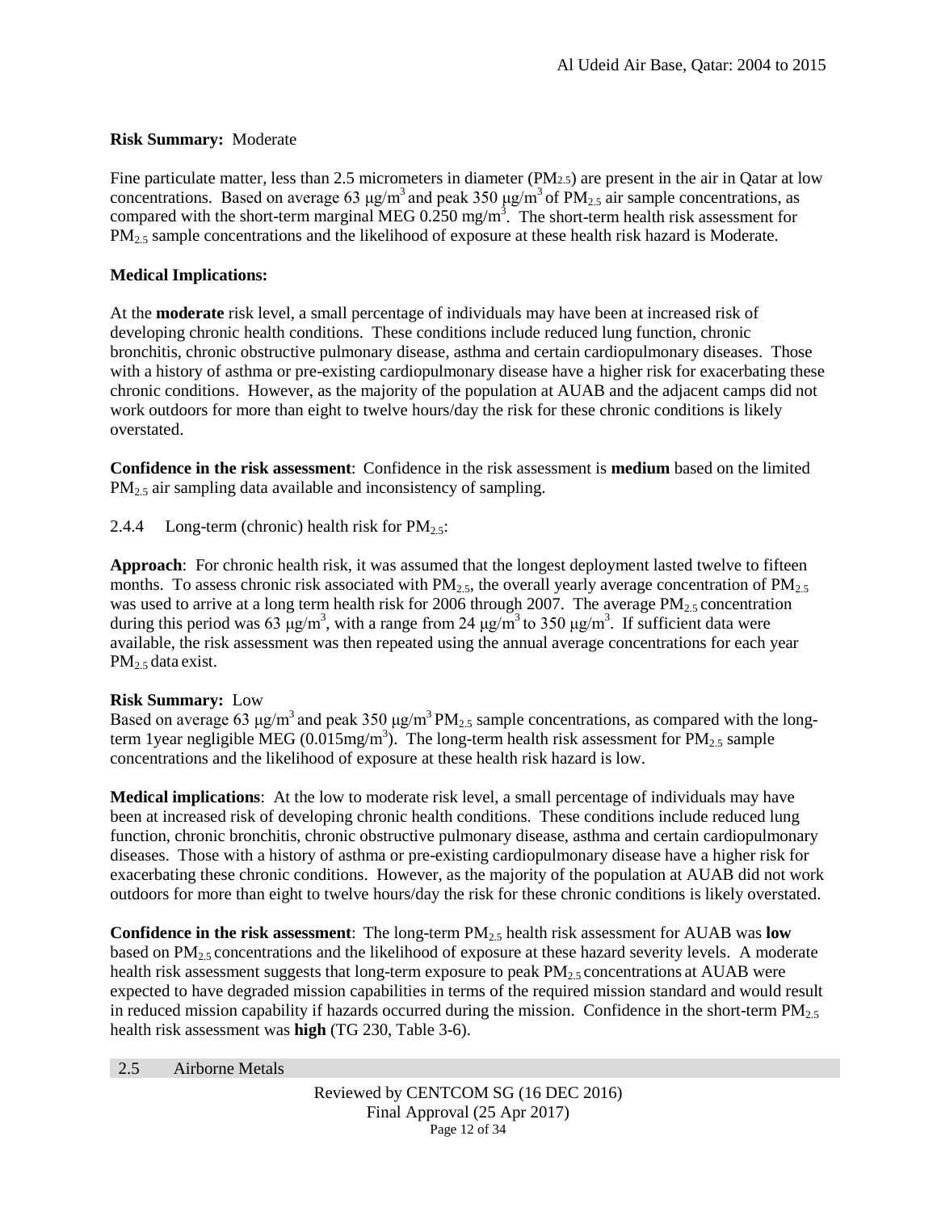**Risk Summary:** Moderate

Fine particulate matter, less than 2.5 micrometers in diameter ($PM_{2.5}$) are present in the air in Qatar at low concentrations. Based on average 63 μg/m$^3$ and peak 350 μg/m$^3$ of $PM_{2.5}$ air sample concentrations, as compared with the short-term marginal MEG 0.250 mg/m$^3$. The short-term health risk assessment for $PM_{2.5}$ sample concentrations and the likelihood of exposure at these health risk hazard is Moderate.

**Medical Implications:**

At the **moderate** risk level, a small percentage of individuals may have been at increased risk of developing chronic health conditions. These conditions include reduced lung function, chronic bronchitis, chronic obstructive pulmonary disease, asthma and certain cardiopulmonary diseases. Those with a history of asthma or pre-existing cardiopulmonary disease have a higher risk for exacerbating these chronic conditions. However, as the majority of the population at AUAB and the adjacent camps did not work outdoors for more than eight to twelve hours/day the risk for these chronic conditions is likely overstated.

**Confidence in the risk assessment**: Confidence in the risk assessment is **medium** based on the limited $PM_{2.5}$ air sampling data available and inconsistency of sampling.

2.4.4 Long-term (chronic) health risk for $PM_{2.5}$:

**Approach**: For chronic health risk, it was assumed that the longest deployment lasted twelve to fifteen months. To assess chronic risk associated with $PM_{2.5}$, the overall yearly average concentration of $PM_{2.5}$ was used to arrive at a long term health risk for 2006 through 2007. The average $PM_{2.5}$ concentration during this period was 63 μg/m$^3$, with a range from 24 μg/m$^3$ to 350 μg/m$^3$. If sufficient data were available, the risk assessment was then repeated using the annual average concentrations for each year $PM_{2.5}$ data exist.

**Risk Summary:** Low

Based on average 63 μg/m$^3$ and peak 350 μg/m$^3$ $PM_{2.5}$ sample concentrations, as compared with the long-term 1year negligible MEG (0.015mg/m$^3$). The long-term health risk assessment for $PM_{2.5}$ sample concentrations and the likelihood of exposure at these health risk hazard is low.

**Medical implications**: At the low to moderate risk level, a small percentage of individuals may have been at increased risk of developing chronic health conditions. These conditions include reduced lung function, chronic bronchitis, chronic obstructive pulmonary disease, asthma and certain cardiopulmonary diseases. Those with a history of asthma or pre-existing cardiopulmonary disease have a higher risk for exacerbating these chronic conditions. However, as the majority of the population at AUAB did not work outdoors for more than eight to twelve hours/day the risk for these chronic conditions is likely overstated.

**Confidence in the risk assessment**: The long-term $PM_{2.5}$ health risk assessment for AUAB was **low** based on $PM_{2.5}$ concentrations and the likelihood of exposure at these hazard severity levels. A moderate health risk assessment suggests that long-term exposure to peak $PM_{2.5}$ concentrations at AUAB were expected to have degraded mission capabilities in terms of the required mission standard and would result in reduced mission capability if hazards occurred during the mission. Confidence in the short-term $PM_{2.5}$ health risk assessment was **high** (TG 230, Table 3-6).

## 2.5 Airborne Metals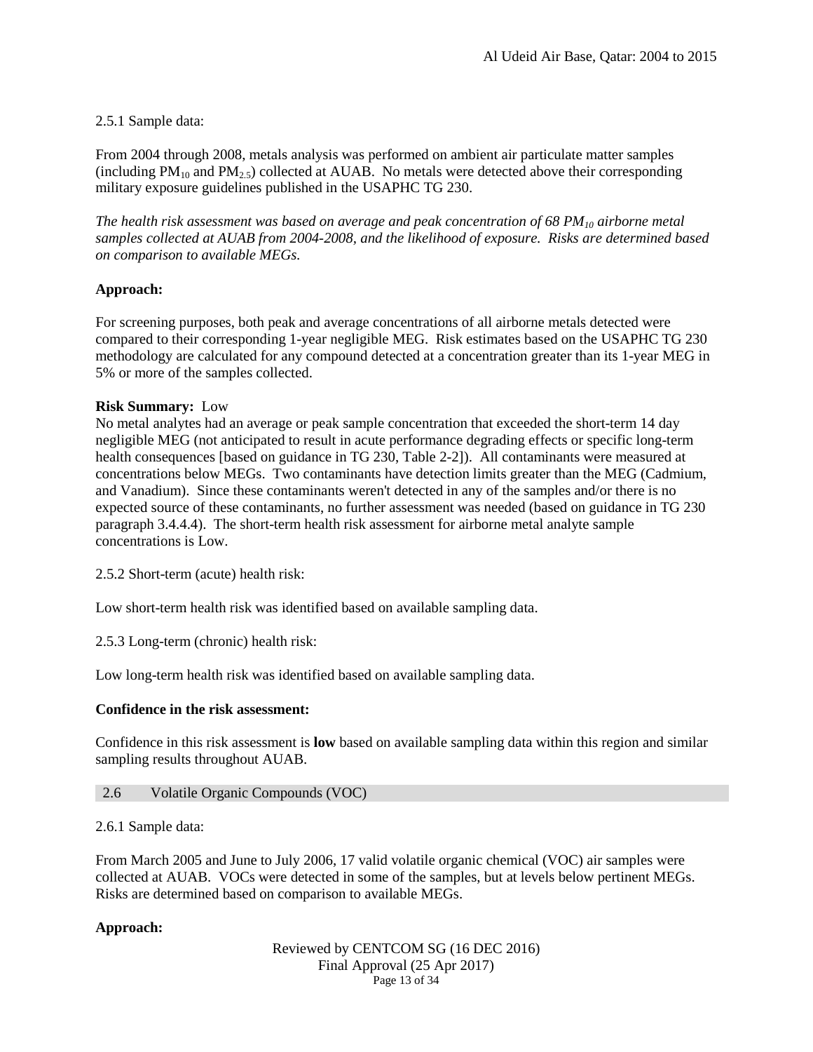2.5.1 Sample data:

From 2004 through 2008, metals analysis was performed on ambient air particulate matter samples (including $PM_{10}$ and $PM_{2.5}$) collected at AUAB. No metals were detected above their corresponding military exposure guidelines published in the USAPHC TG 230.

*The health risk assessment was based on average and peak concentration of 68 $PM_{10}$ airborne metal samples collected at AUAB from 2004-2008, and the likelihood of exposure. Risks are determined based on comparison to available MEGs.*

**Approach:**

For screening purposes, both peak and average concentrations of all airborne metals detected were compared to their corresponding 1-year negligible MEG. Risk estimates based on the USAPHC TG 230 methodology are calculated for any compound detected at a concentration greater than its 1-year MEG in 5% or more of the samples collected.

**Risk Summary:** Low
No metal analytes had an average or peak sample concentration that exceeded the short-term 14 day negligible MEG (not anticipated to result in acute performance degrading effects or specific long-term health consequences [based on guidance in TG 230, Table 2-2]). All contaminants were measured at concentrations below MEGs. Two contaminants have detection limits greater than the MEG (Cadmium, and Vanadium). Since these contaminants weren't detected in any of the samples and/or there is no expected source of these contaminants, no further assessment was needed (based on guidance in TG 230 paragraph 3.4.4.4). The short-term health risk assessment for airborne metal analyte sample concentrations is Low.

2.5.2 Short-term (acute) health risk:

Low short-term health risk was identified based on available sampling data.

2.5.3 Long-term (chronic) health risk:

Low long-term health risk was identified based on available sampling data.

**Confidence in the risk assessment:**

Confidence in this risk assessment is **low** based on available sampling data within this region and similar sampling results throughout AUAB.

## 2.6 Volatile Organic Compounds (VOC)

2.6.1 Sample data:

From March 2005 and June to July 2006, 17 valid volatile organic chemical (VOC) air samples were collected at AUAB. VOCs were detected in some of the samples, but at levels below pertinent MEGs. Risks are determined based on comparison to available MEGs.

**Approach:**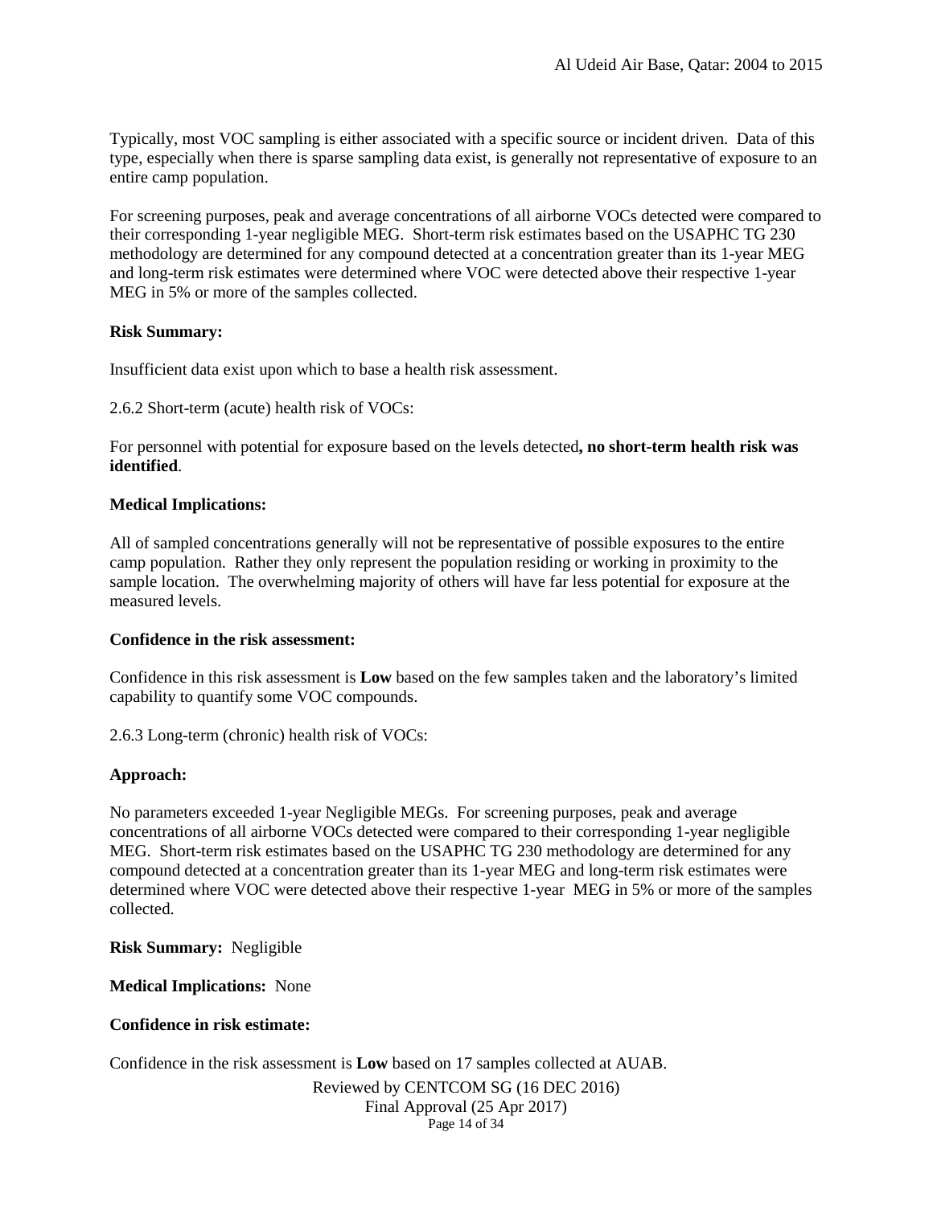Typically, most VOC sampling is either associated with a specific source or incident driven. Data of this type, especially when there is sparse sampling data exist, is generally not representative of exposure to an entire camp population.

For screening purposes, peak and average concentrations of all airborne VOCs detected were compared to their corresponding 1-year negligible MEG. Short-term risk estimates based on the USAPHC TG 230 methodology are determined for any compound detected at a concentration greater than its 1-year MEG and long-term risk estimates were determined where VOC were detected above their respective 1-year MEG in 5% or more of the samples collected.

**Risk Summary:**

Insufficient data exist upon which to base a health risk assessment.

2.6.2 Short-term (acute) health risk of VOCs:

For personnel with potential for exposure based on the levels detected**, no short-term health risk was identified**.

**Medical Implications:**

All of sampled concentrations generally will not be representative of possible exposures to the entire camp population. Rather they only represent the population residing or working in proximity to the sample location. The overwhelming majority of others will have far less potential for exposure at the measured levels.

**Confidence in the risk assessment:**

Confidence in this risk assessment is **Low** based on the few samples taken and the laboratory's limited capability to quantify some VOC compounds.

2.6.3 Long-term (chronic) health risk of VOCs:

**Approach:**

No parameters exceeded 1-year Negligible MEGs. For screening purposes, peak and average concentrations of all airborne VOCs detected were compared to their corresponding 1-year negligible MEG. Short-term risk estimates based on the USAPHC TG 230 methodology are determined for any compound detected at a concentration greater than its 1-year MEG and long-term risk estimates were determined where VOC were detected above their respective 1-year MEG in 5% or more of the samples collected.

**Risk Summary:** Negligible

**Medical Implications:** None

**Confidence in risk estimate:**

Confidence in the risk assessment is **Low** based on 17 samples collected at AUAB.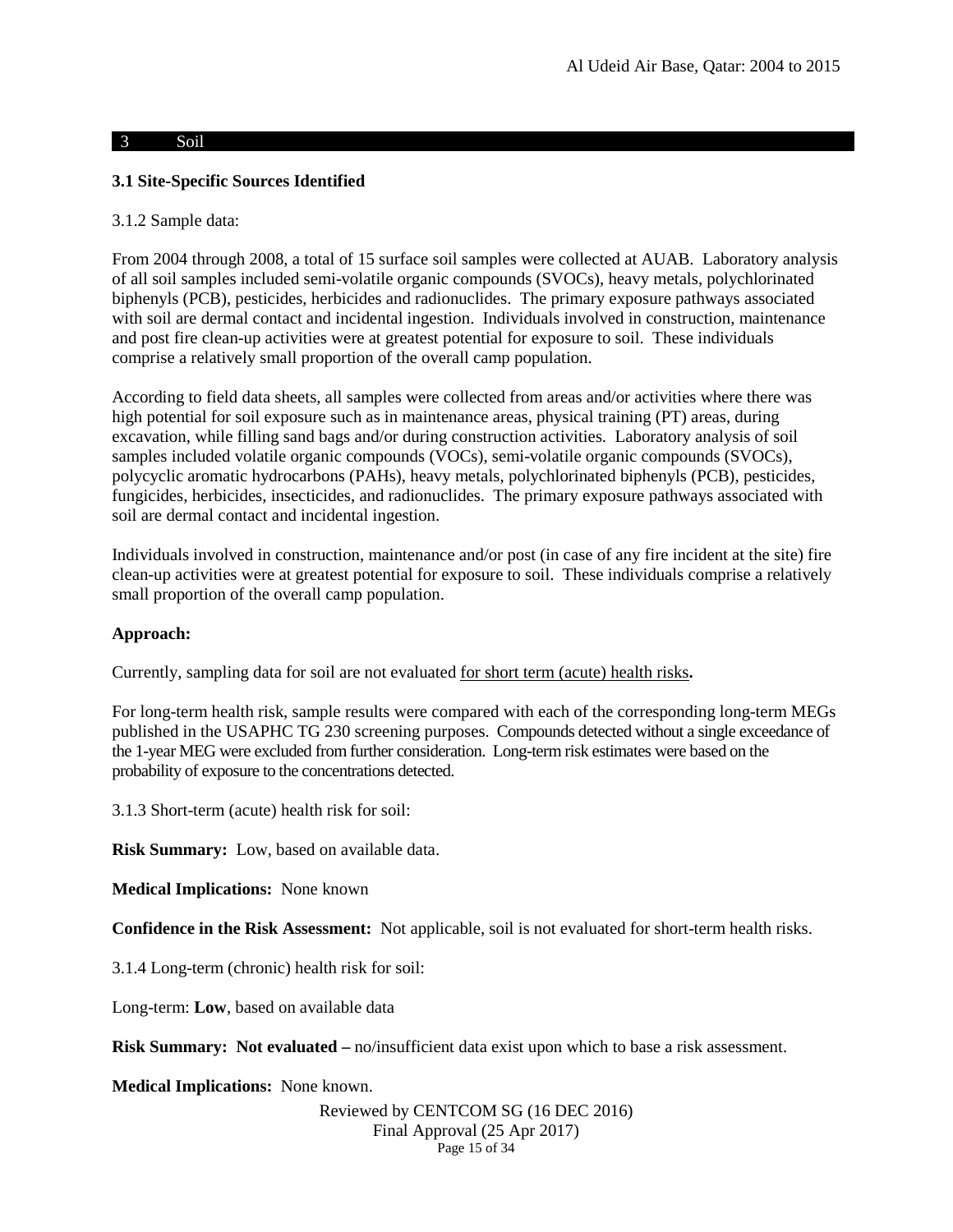## 3 Soil

### 3.1 Site-Specific Sources Identified

3.1.2 Sample data:

From 2004 through 2008, a total of 15 surface soil samples were collected at AUAB. Laboratory analysis of all soil samples included semi-volatile organic compounds (SVOCs), heavy metals, polychlorinated biphenyls (PCB), pesticides, herbicides and radionuclides. The primary exposure pathways associated with soil are dermal contact and incidental ingestion. Individuals involved in construction, maintenance and post fire clean-up activities were at greatest potential for exposure to soil. These individuals comprise a relatively small proportion of the overall camp population.

According to field data sheets, all samples were collected from areas and/or activities where there was high potential for soil exposure such as in maintenance areas, physical training (PT) areas, during excavation, while filling sand bags and/or during construction activities. Laboratory analysis of soil samples included volatile organic compounds (VOCs), semi-volatile organic compounds (SVOCs), polycyclic aromatic hydrocarbons (PAHs), heavy metals, polychlorinated biphenyls (PCB), pesticides, fungicides, herbicides, insecticides, and radionuclides. The primary exposure pathways associated with soil are dermal contact and incidental ingestion.

Individuals involved in construction, maintenance and/or post (in case of any fire incident at the site) fire clean-up activities were at greatest potential for exposure to soil. These individuals comprise a relatively small proportion of the overall camp population.

**Approach:**

Currently, sampling data for soil are not evaluated for short term (acute) health risks**.**

For long-term health risk, sample results were compared with each of the corresponding long-term MEGs published in the USAPHC TG 230 screening purposes. Compounds detected without a single exceedance of the 1-year MEG were excluded from further consideration. Long-term risk estimates were based on the probability of exposure to the concentrations detected.

3.1.3 Short-term (acute) health risk for soil:

**Risk Summary:** Low, based on available data.

**Medical Implications:** None known

**Confidence in the Risk Assessment:** Not applicable, soil is not evaluated for short-term health risks.

3.1.4 Long-term (chronic) health risk for soil:

Long-term: **Low**, based on available data

**Risk Summary: Not evaluated –** no/insufficient data exist upon which to base a risk assessment.

**Medical Implications:** None known.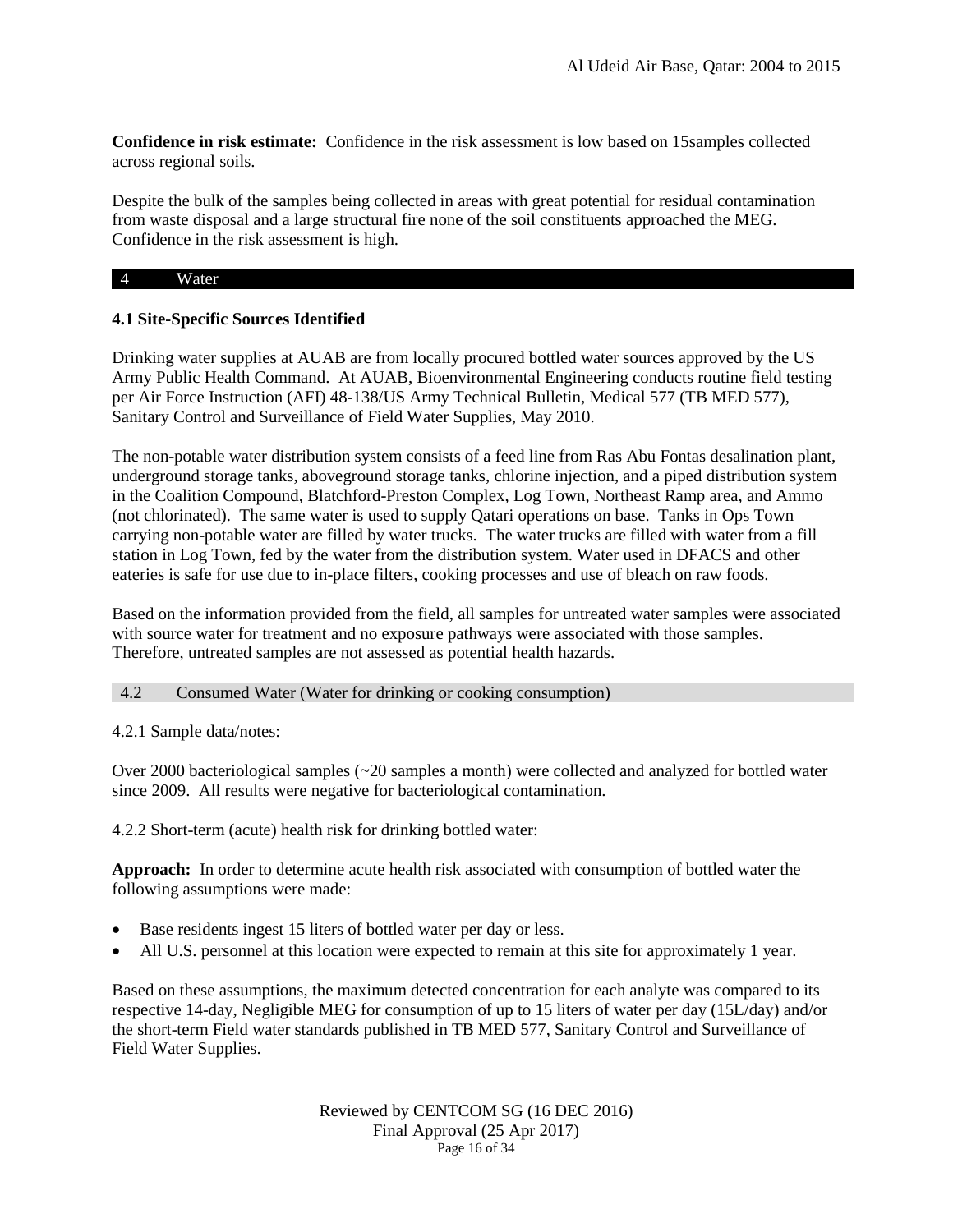**Confidence in risk estimate:** Confidence in the risk assessment is low based on 15samples collected across regional soils.

Despite the bulk of the samples being collected in areas with great potential for residual contamination from waste disposal and a large structural fire none of the soil constituents approached the MEG. Confidence in the risk assessment is high.

## 4 Water

### 4.1 Site-Specific Sources Identified

Drinking water supplies at AUAB are from locally procured bottled water sources approved by the US Army Public Health Command. At AUAB, Bioenvironmental Engineering conducts routine field testing per Air Force Instruction (AFI) 48-138/US Army Technical Bulletin, Medical 577 (TB MED 577), Sanitary Control and Surveillance of Field Water Supplies, May 2010.

The non-potable water distribution system consists of a feed line from Ras Abu Fontas desalination plant, underground storage tanks, aboveground storage tanks, chlorine injection, and a piped distribution system in the Coalition Compound, Blatchford-Preston Complex, Log Town, Northeast Ramp area, and Ammo (not chlorinated). The same water is used to supply Qatari operations on base. Tanks in Ops Town carrying non-potable water are filled by water trucks. The water trucks are filled with water from a fill station in Log Town, fed by the water from the distribution system. Water used in DFACS and other eateries is safe for use due to in-place filters, cooking processes and use of bleach on raw foods.

Based on the information provided from the field, all samples for untreated water samples were associated with source water for treatment and no exposure pathways were associated with those samples. Therefore, untreated samples are not assessed as potential health hazards.

### 4.2 Consumed Water (Water for drinking or cooking consumption)

4.2.1 Sample data/notes:

Over 2000 bacteriological samples (~20 samples a month) were collected and analyzed for bottled water since 2009. All results were negative for bacteriological contamination.

4.2.2 Short-term (acute) health risk for drinking bottled water:

**Approach:** In order to determine acute health risk associated with consumption of bottled water the following assumptions were made:

- Base residents ingest 15 liters of bottled water per day or less.
- All U.S. personnel at this location were expected to remain at this site for approximately 1 year.

Based on these assumptions, the maximum detected concentration for each analyte was compared to its respective 14-day, Negligible MEG for consumption of up to 15 liters of water per day (15L/day) and/or the short-term Field water standards published in TB MED 577, Sanitary Control and Surveillance of Field Water Supplies.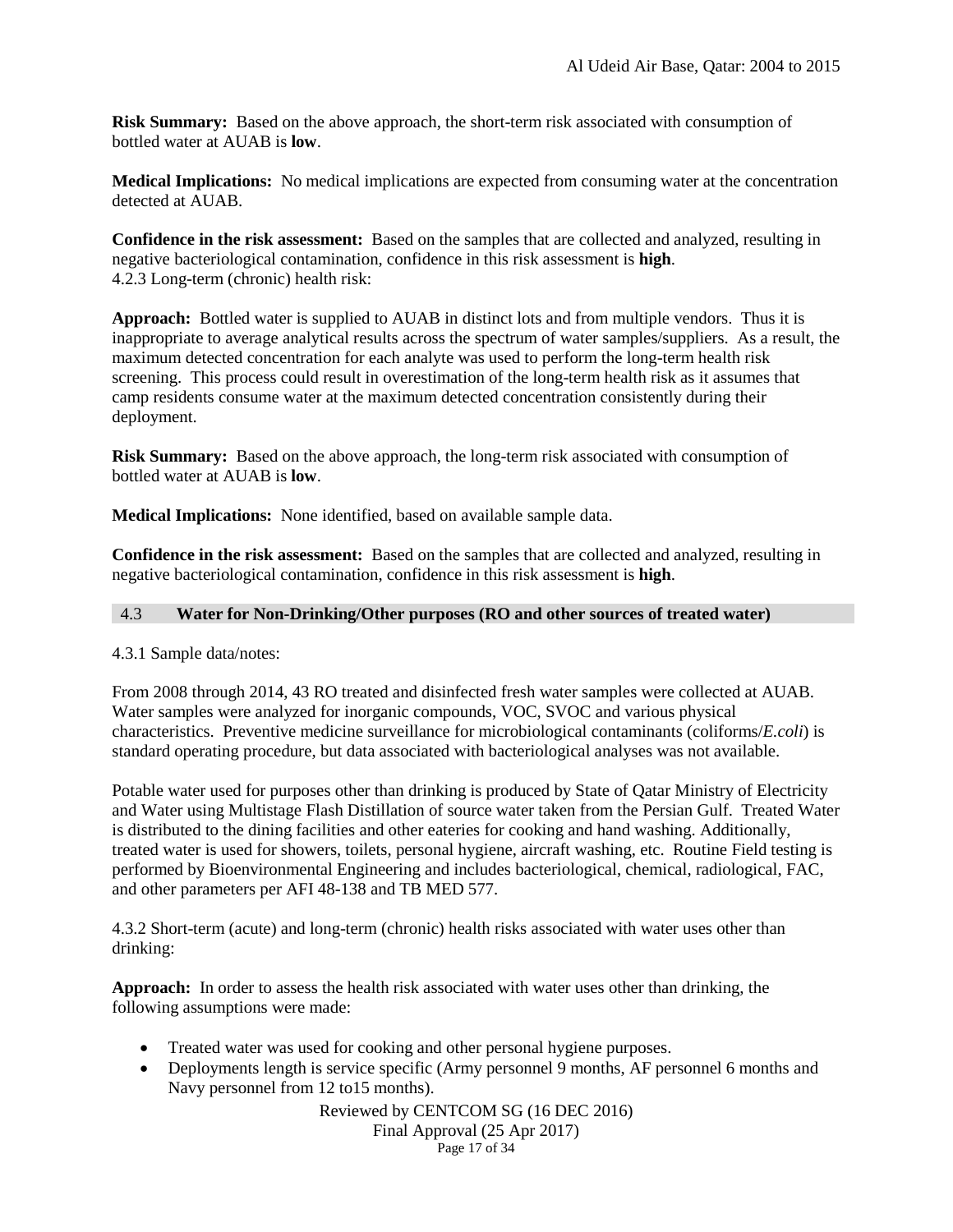**Risk Summary:** Based on the above approach, the short-term risk associated with consumption of bottled water at AUAB is **low**.

**Medical Implications:** No medical implications are expected from consuming water at the concentration detected at AUAB.

**Confidence in the risk assessment:** Based on the samples that are collected and analyzed, resulting in negative bacteriological contamination, confidence in this risk assessment is **high**.

4.2.3 Long-term (chronic) health risk:

**Approach:** Bottled water is supplied to AUAB in distinct lots and from multiple vendors. Thus it is inappropriate to average analytical results across the spectrum of water samples/suppliers. As a result, the maximum detected concentration for each analyte was used to perform the long-term health risk screening. This process could result in overestimation of the long-term health risk as it assumes that camp residents consume water at the maximum detected concentration consistently during their deployment.

**Risk Summary:** Based on the above approach, the long-term risk associated with consumption of bottled water at AUAB is **low**.

**Medical Implications:** None identified, based on available sample data.

**Confidence in the risk assessment:** Based on the samples that are collected and analyzed, resulting in negative bacteriological contamination, confidence in this risk assessment is **high**.

## 4.3 Water for Non-Drinking/Other purposes (RO and other sources of treated water)

4.3.1 Sample data/notes:

From 2008 through 2014, 43 RO treated and disinfected fresh water samples were collected at AUAB. Water samples were analyzed for inorganic compounds, VOC, SVOC and various physical characteristics. Preventive medicine surveillance for microbiological contaminants (coliforms/*E.coli*) is standard operating procedure, but data associated with bacteriological analyses was not available.

Potable water used for purposes other than drinking is produced by State of Qatar Ministry of Electricity and Water using Multistage Flash Distillation of source water taken from the Persian Gulf. Treated Water is distributed to the dining facilities and other eateries for cooking and hand washing. Additionally, treated water is used for showers, toilets, personal hygiene, aircraft washing, etc. Routine Field testing is performed by Bioenvironmental Engineering and includes bacteriological, chemical, radiological, FAC, and other parameters per AFI 48-138 and TB MED 577.

4.3.2 Short-term (acute) and long-term (chronic) health risks associated with water uses other than drinking:

**Approach:** In order to assess the health risk associated with water uses other than drinking, the following assumptions were made:

- Treated water was used for cooking and other personal hygiene purposes.
- Deployments length is service specific (Army personnel 9 months, AF personnel 6 months and Navy personnel from 12 to15 months).

Reviewed by CENTCOM SG (16 DEC 2016)
Final Approval (25 Apr 2017)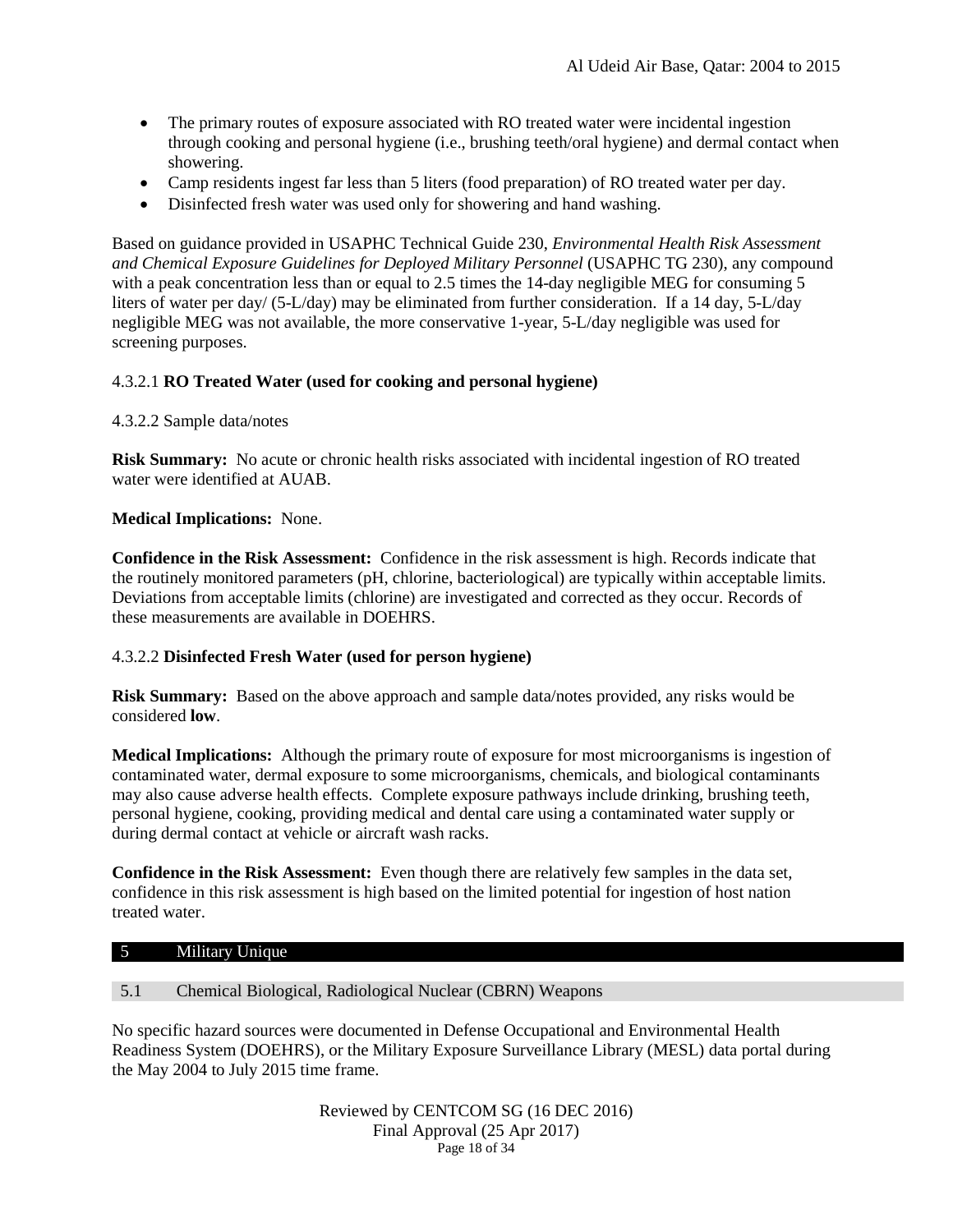- The primary routes of exposure associated with RO treated water were incidental ingestion through cooking and personal hygiene (i.e., brushing teeth/oral hygiene) and dermal contact when showering.
- Camp residents ingest far less than 5 liters (food preparation) of RO treated water per day.
- Disinfected fresh water was used only for showering and hand washing.

Based on guidance provided in USAPHC Technical Guide 230, *Environmental Health Risk Assessment and Chemical Exposure Guidelines for Deployed Military Personnel* (USAPHC TG 230), any compound with a peak concentration less than or equal to 2.5 times the 14-day negligible MEG for consuming 5 liters of water per day/ (5-L/day) may be eliminated from further consideration. If a 14 day, 5-L/day negligible MEG was not available, the more conservative 1-year, 5-L/day negligible was used for screening purposes.

#### 4.3.2.1 **RO Treated Water (used for cooking and personal hygiene)**

4.3.2.2 Sample data/notes

**Risk Summary:** No acute or chronic health risks associated with incidental ingestion of RO treated water were identified at AUAB.

**Medical Implications:** None.

**Confidence in the Risk Assessment:** Confidence in the risk assessment is high. Records indicate that the routinely monitored parameters (pH, chlorine, bacteriological) are typically within acceptable limits. Deviations from acceptable limits (chlorine) are investigated and corrected as they occur. Records of these measurements are available in DOEHRS.

#### 4.3.2.2 **Disinfected Fresh Water (used for person hygiene)**

**Risk Summary:** Based on the above approach and sample data/notes provided, any risks would be considered **low**.

**Medical Implications:** Although the primary route of exposure for most microorganisms is ingestion of contaminated water, dermal exposure to some microorganisms, chemicals, and biological contaminants may also cause adverse health effects. Complete exposure pathways include drinking, brushing teeth, personal hygiene, cooking, providing medical and dental care using a contaminated water supply or during dermal contact at vehicle or aircraft wash racks.

**Confidence in the Risk Assessment:** Even though there are relatively few samples in the data set, confidence in this risk assessment is high based on the limited potential for ingestion of host nation treated water.

## 5 Military Unique

### 5.1 Chemical Biological, Radiological Nuclear (CBRN) Weapons

No specific hazard sources were documented in Defense Occupational and Environmental Health Readiness System (DOEHRS), or the Military Exposure Surveillance Library (MESL) data portal during the May 2004 to July 2015 time frame.

Reviewed by CENTCOM SG (16 DEC 2016)
Final Approval (25 Apr 2017)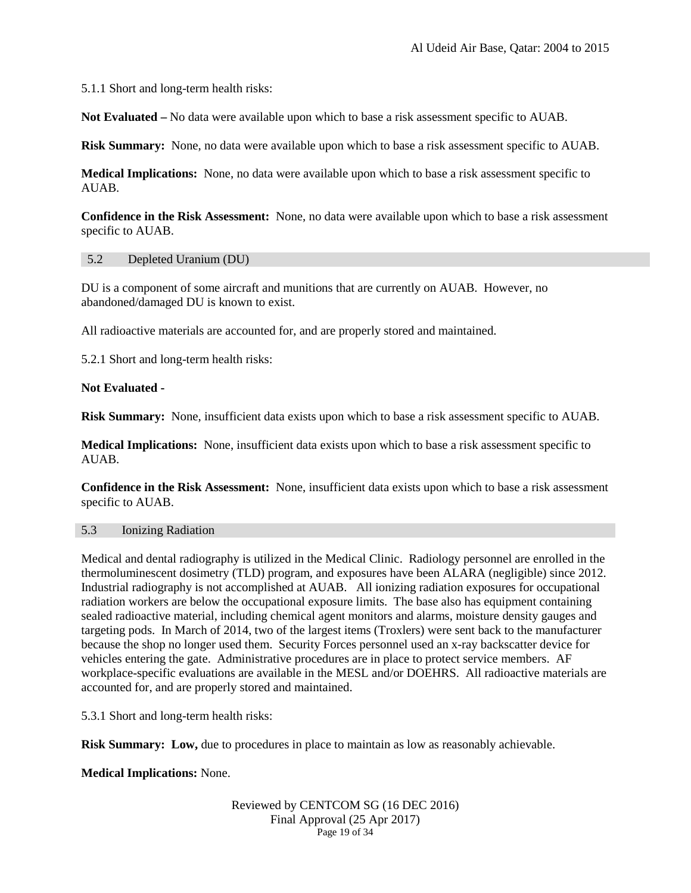5.1.1 Short and long-term health risks:

**Not Evaluated –** No data were available upon which to base a risk assessment specific to AUAB.

**Risk Summary:** None, no data were available upon which to base a risk assessment specific to AUAB.

**Medical Implications:** None, no data were available upon which to base a risk assessment specific to AUAB.

**Confidence in the Risk Assessment:** None, no data were available upon which to base a risk assessment specific to AUAB.

## 5.2 Depleted Uranium (DU)

DU is a component of some aircraft and munitions that are currently on AUAB. However, no abandoned/damaged DU is known to exist.

All radioactive materials are accounted for, and are properly stored and maintained.

5.2.1 Short and long-term health risks:

**Not Evaluated -**

**Risk Summary:** None, insufficient data exists upon which to base a risk assessment specific to AUAB.

**Medical Implications:** None, insufficient data exists upon which to base a risk assessment specific to AUAB.

**Confidence in the Risk Assessment:** None, insufficient data exists upon which to base a risk assessment specific to AUAB.

## 5.3 Ionizing Radiation

Medical and dental radiography is utilized in the Medical Clinic. Radiology personnel are enrolled in the thermoluminescent dosimetry (TLD) program, and exposures have been ALARA (negligible) since 2012. Industrial radiography is not accomplished at AUAB. All ionizing radiation exposures for occupational radiation workers are below the occupational exposure limits. The base also has equipment containing sealed radioactive material, including chemical agent monitors and alarms, moisture density gauges and targeting pods. In March of 2014, two of the largest items (Troxlers) were sent back to the manufacturer because the shop no longer used them. Security Forces personnel used an x-ray backscatter device for vehicles entering the gate. Administrative procedures are in place to protect service members. AF workplace-specific evaluations are available in the MESL and/or DOEHRS. All radioactive materials are accounted for, and are properly stored and maintained.

5.3.1 Short and long-term health risks:

**Risk Summary: Low,** due to procedures in place to maintain as low as reasonably achievable.

**Medical Implications:** None.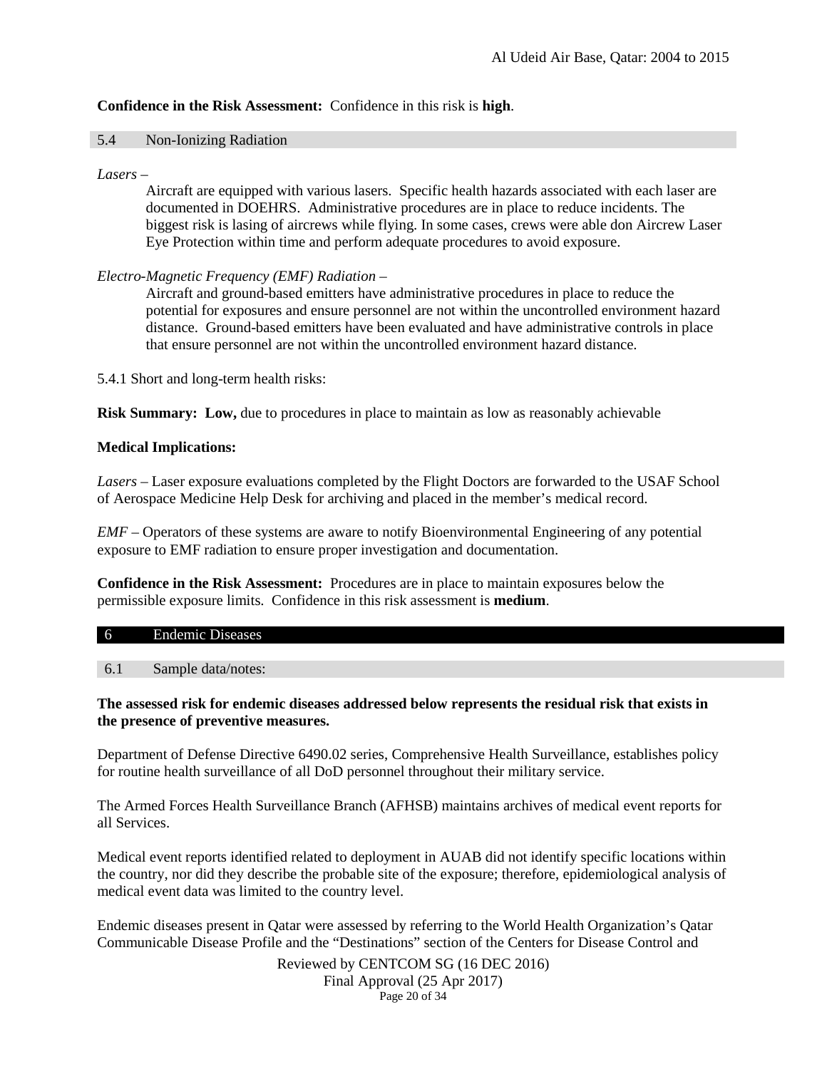**Confidence in the Risk Assessment:** Confidence in this risk is **high**.

### 5.4 Non-Ionizing Radiation

*Lasers* –

Aircraft are equipped with various lasers. Specific health hazards associated with each laser are documented in DOEHRS. Administrative procedures are in place to reduce incidents. The biggest risk is lasing of aircrews while flying. In some cases, crews were able don Aircrew Laser Eye Protection within time and perform adequate procedures to avoid exposure.

*Electro-Magnetic Frequency (EMF) Radiation* –

Aircraft and ground-based emitters have administrative procedures in place to reduce the potential for exposures and ensure personnel are not within the uncontrolled environment hazard distance. Ground-based emitters have been evaluated and have administrative controls in place that ensure personnel are not within the uncontrolled environment hazard distance.

5.4.1 Short and long-term health risks:

**Risk Summary: Low,** due to procedures in place to maintain as low as reasonably achievable

**Medical Implications:**

*Lasers* – Laser exposure evaluations completed by the Flight Doctors are forwarded to the USAF School of Aerospace Medicine Help Desk for archiving and placed in the member's medical record.

*EMF* – Operators of these systems are aware to notify Bioenvironmental Engineering of any potential exposure to EMF radiation to ensure proper investigation and documentation.

**Confidence in the Risk Assessment:** Procedures are in place to maintain exposures below the permissible exposure limits. Confidence in this risk assessment is **medium**.

## 6 Endemic Diseases

### 6.1 Sample data/notes:

**The assessed risk for endemic diseases addressed below represents the residual risk that exists in the presence of preventive measures.**

Department of Defense Directive 6490.02 series, Comprehensive Health Surveillance, establishes policy for routine health surveillance of all DoD personnel throughout their military service.

The Armed Forces Health Surveillance Branch (AFHSB) maintains archives of medical event reports for all Services.

Medical event reports identified related to deployment in AUAB did not identify specific locations within the country, nor did they describe the probable site of the exposure; therefore, epidemiological analysis of medical event data was limited to the country level.

Endemic diseases present in Qatar were assessed by referring to the World Health Organization's Qatar Communicable Disease Profile and the "Destinations" section of the Centers for Disease Control and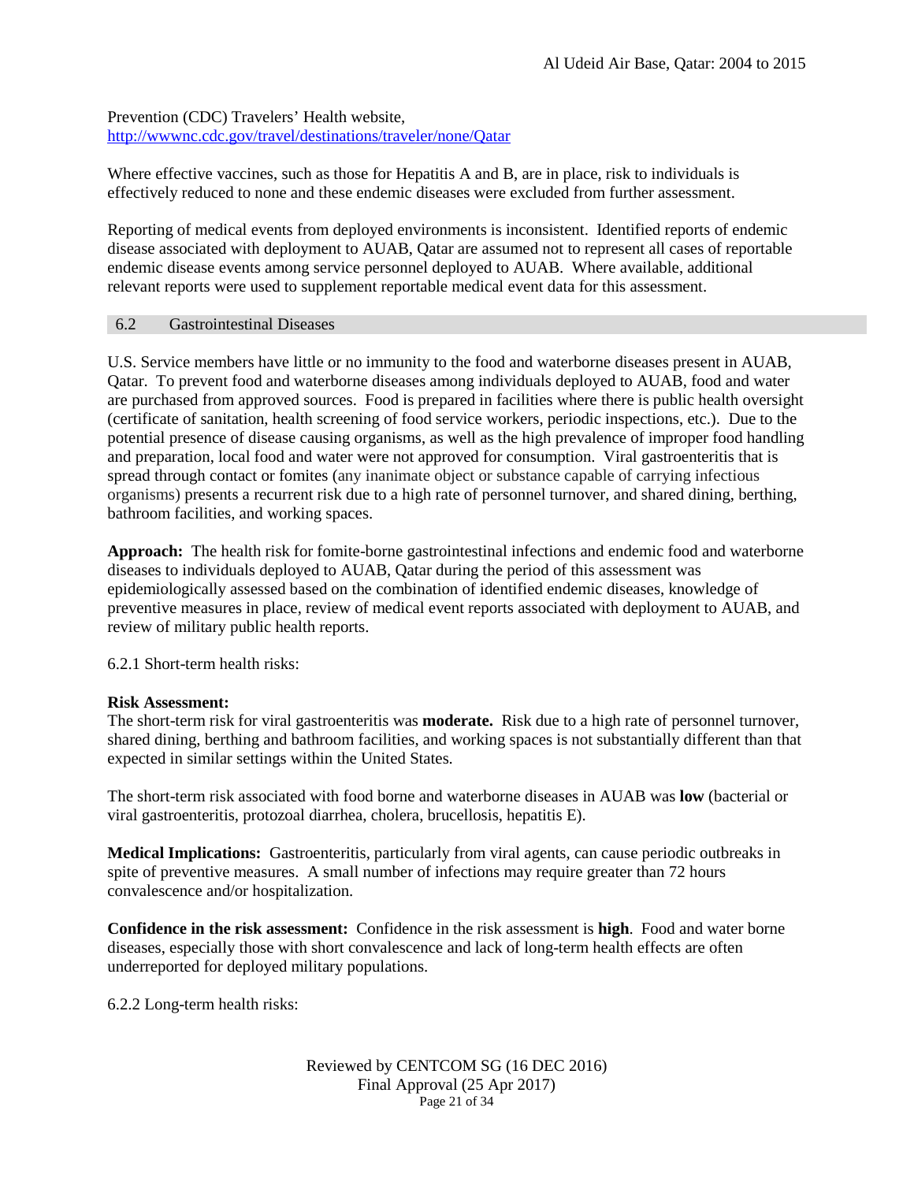Prevention (CDC) Travelers' Health website, http://wwwnc.cdc.gov/travel/destinations/traveler/none/Qatar

Where effective vaccines, such as those for Hepatitis A and B, are in place, risk to individuals is effectively reduced to none and these endemic diseases were excluded from further assessment.

Reporting of medical events from deployed environments is inconsistent. Identified reports of endemic disease associated with deployment to AUAB, Qatar are assumed not to represent all cases of reportable endemic disease events among service personnel deployed to AUAB. Where available, additional relevant reports were used to supplement reportable medical event data for this assessment.

## 6.2 Gastrointestinal Diseases

U.S. Service members have little or no immunity to the food and waterborne diseases present in AUAB, Qatar. To prevent food and waterborne diseases among individuals deployed to AUAB, food and water are purchased from approved sources. Food is prepared in facilities where there is public health oversight (certificate of sanitation, health screening of food service workers, periodic inspections, etc.). Due to the potential presence of disease causing organisms, as well as the high prevalence of improper food handling and preparation, local food and water were not approved for consumption. Viral gastroenteritis that is spread through contact or fomites (any inanimate object or substance capable of carrying infectious organisms) presents a recurrent risk due to a high rate of personnel turnover, and shared dining, berthing, bathroom facilities, and working spaces.

**Approach:** The health risk for fomite-borne gastrointestinal infections and endemic food and waterborne diseases to individuals deployed to AUAB, Qatar during the period of this assessment was epidemiologically assessed based on the combination of identified endemic diseases, knowledge of preventive measures in place, review of medical event reports associated with deployment to AUAB, and review of military public health reports.

6.2.1 Short-term health risks:

**Risk Assessment:**
The short-term risk for viral gastroenteritis was **moderate.** Risk due to a high rate of personnel turnover, shared dining, berthing and bathroom facilities, and working spaces is not substantially different than that expected in similar settings within the United States.

The short-term risk associated with food borne and waterborne diseases in AUAB was **low** (bacterial or viral gastroenteritis, protozoal diarrhea, cholera, brucellosis, hepatitis E).

**Medical Implications:** Gastroenteritis, particularly from viral agents, can cause periodic outbreaks in spite of preventive measures. A small number of infections may require greater than 72 hours convalescence and/or hospitalization.

**Confidence in the risk assessment:** Confidence in the risk assessment is **high**. Food and water borne diseases, especially those with short convalescence and lack of long-term health effects are often underreported for deployed military populations.

6.2.2 Long-term health risks: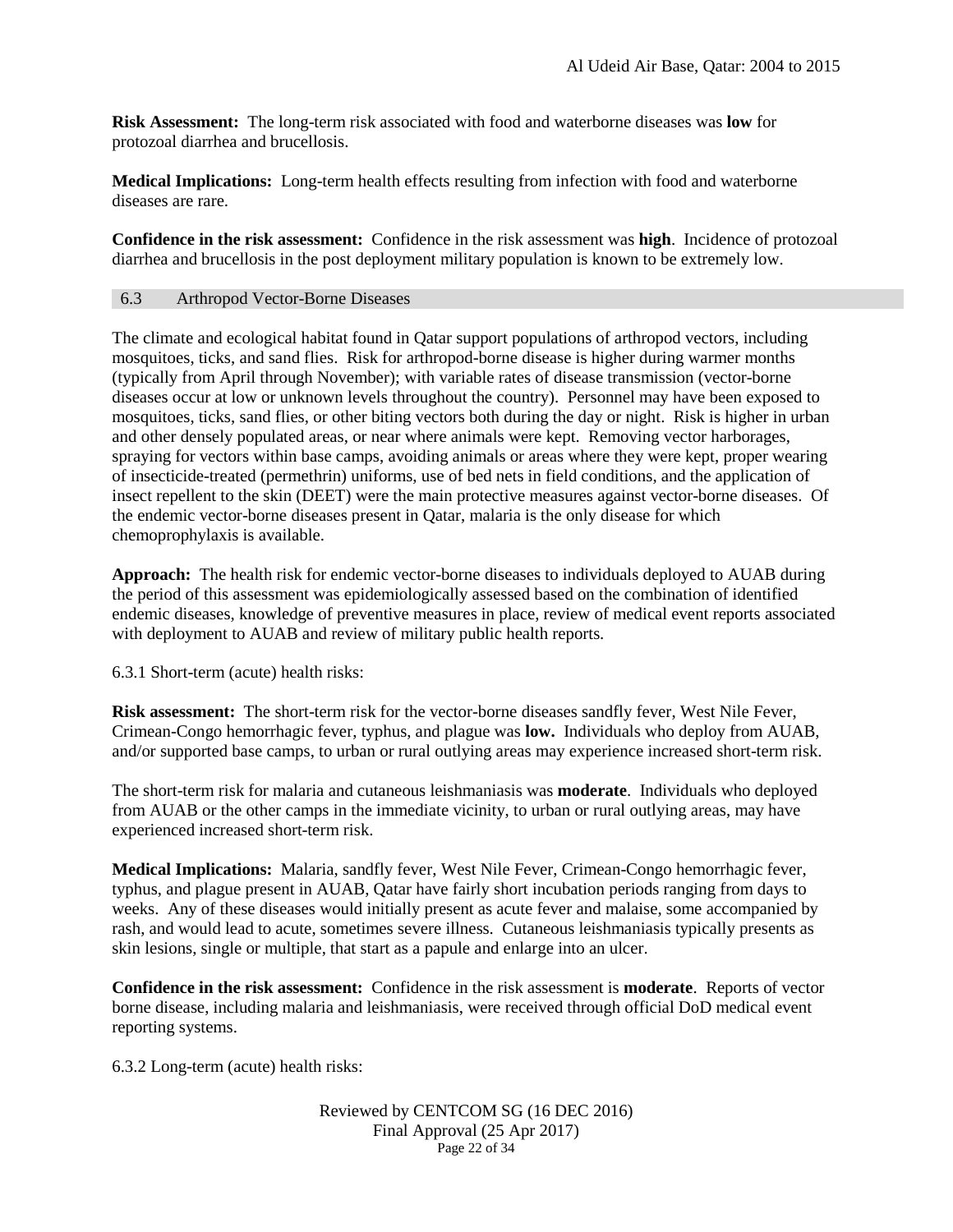**Risk Assessment:** The long-term risk associated with food and waterborne diseases was **low** for protozoal diarrhea and brucellosis.

**Medical Implications:** Long-term health effects resulting from infection with food and waterborne diseases are rare.

**Confidence in the risk assessment:** Confidence in the risk assessment was **high**. Incidence of protozoal diarrhea and brucellosis in the post deployment military population is known to be extremely low.

### 6.3 Arthropod Vector-Borne Diseases

The climate and ecological habitat found in Qatar support populations of arthropod vectors, including mosquitoes, ticks, and sand flies. Risk for arthropod-borne disease is higher during warmer months (typically from April through November); with variable rates of disease transmission (vector-borne diseases occur at low or unknown levels throughout the country). Personnel may have been exposed to mosquitoes, ticks, sand flies, or other biting vectors both during the day or night. Risk is higher in urban and other densely populated areas, or near where animals were kept. Removing vector harborages, spraying for vectors within base camps, avoiding animals or areas where they were kept, proper wearing of insecticide-treated (permethrin) uniforms, use of bed nets in field conditions, and the application of insect repellent to the skin (DEET) were the main protective measures against vector-borne diseases. Of the endemic vector-borne diseases present in Qatar, malaria is the only disease for which chemoprophylaxis is available.

**Approach:** The health risk for endemic vector-borne diseases to individuals deployed to AUAB during the period of this assessment was epidemiologically assessed based on the combination of identified endemic diseases, knowledge of preventive measures in place, review of medical event reports associated with deployment to AUAB and review of military public health reports.

6.3.1 Short-term (acute) health risks:

**Risk assessment:** The short-term risk for the vector-borne diseases sandfly fever, West Nile Fever, Crimean-Congo hemorrhagic fever, typhus, and plague was **low.** Individuals who deploy from AUAB, and/or supported base camps, to urban or rural outlying areas may experience increased short-term risk.

The short-term risk for malaria and cutaneous leishmaniasis was **moderate**. Individuals who deployed from AUAB or the other camps in the immediate vicinity, to urban or rural outlying areas, may have experienced increased short-term risk.

**Medical Implications:** Malaria, sandfly fever, West Nile Fever, Crimean-Congo hemorrhagic fever, typhus, and plague present in AUAB, Qatar have fairly short incubation periods ranging from days to weeks. Any of these diseases would initially present as acute fever and malaise, some accompanied by rash, and would lead to acute, sometimes severe illness. Cutaneous leishmaniasis typically presents as skin lesions, single or multiple, that start as a papule and enlarge into an ulcer.

**Confidence in the risk assessment:** Confidence in the risk assessment is **moderate**. Reports of vector borne disease, including malaria and leishmaniasis, were received through official DoD medical event reporting systems.

6.3.2 Long-term (acute) health risks:

Reviewed by CENTCOM SG (16 DEC 2016)
Final Approval (25 Apr 2017)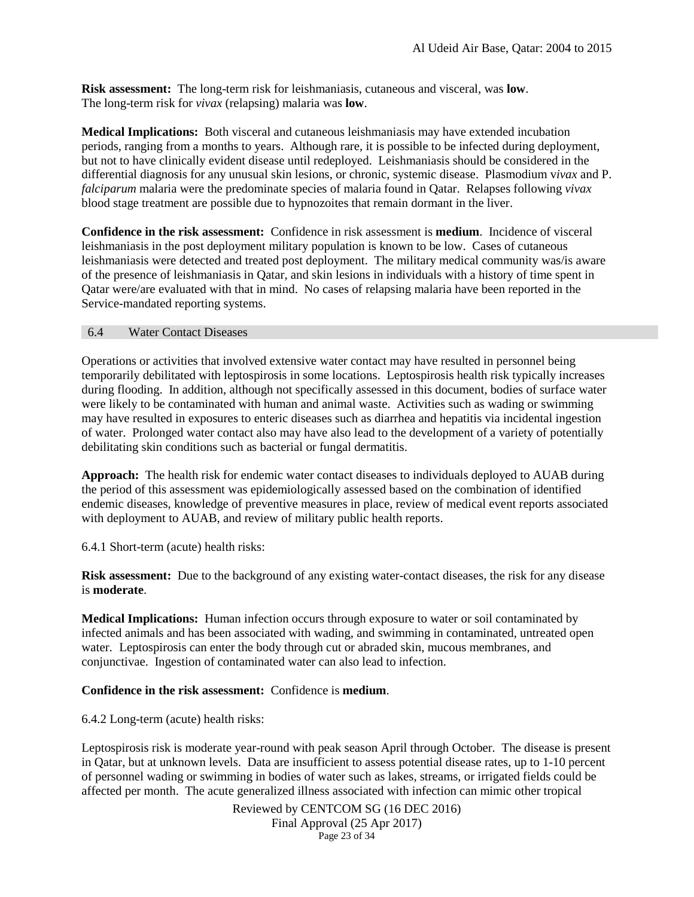**Risk assessment:** The long-term risk for leishmaniasis, cutaneous and visceral, was **low**. The long-term risk for *vivax* (relapsing) malaria was **low**.

**Medical Implications:** Both visceral and cutaneous leishmaniasis may have extended incubation periods, ranging from a months to years. Although rare, it is possible to be infected during deployment, but not to have clinically evident disease until redeployed. Leishmaniasis should be considered in the differential diagnosis for any unusual skin lesions, or chronic, systemic disease. Plasmodium v*ivax* and P. *falciparum* malaria were the predominate species of malaria found in Qatar. Relapses following *vivax* blood stage treatment are possible due to hypnozoites that remain dormant in the liver.

**Confidence in the risk assessment:** Confidence in risk assessment is **medium**. Incidence of visceral leishmaniasis in the post deployment military population is known to be low. Cases of cutaneous leishmaniasis were detected and treated post deployment. The military medical community was/is aware of the presence of leishmaniasis in Qatar, and skin lesions in individuals with a history of time spent in Qatar were/are evaluated with that in mind. No cases of relapsing malaria have been reported in the Service-mandated reporting systems.

### 6.4 Water Contact Diseases

Operations or activities that involved extensive water contact may have resulted in personnel being temporarily debilitated with leptospirosis in some locations. Leptospirosis health risk typically increases during flooding. In addition, although not specifically assessed in this document, bodies of surface water were likely to be contaminated with human and animal waste. Activities such as wading or swimming may have resulted in exposures to enteric diseases such as diarrhea and hepatitis via incidental ingestion of water. Prolonged water contact also may have also lead to the development of a variety of potentially debilitating skin conditions such as bacterial or fungal dermatitis.

**Approach:** The health risk for endemic water contact diseases to individuals deployed to AUAB during the period of this assessment was epidemiologically assessed based on the combination of identified endemic diseases, knowledge of preventive measures in place, review of medical event reports associated with deployment to AUAB, and review of military public health reports.

6.4.1 Short-term (acute) health risks:

**Risk assessment:** Due to the background of any existing water-contact diseases, the risk for any disease is **moderate**.

**Medical Implications:** Human infection occurs through exposure to water or soil contaminated by infected animals and has been associated with wading, and swimming in contaminated, untreated open water. Leptospirosis can enter the body through cut or abraded skin, mucous membranes, and conjunctivae. Ingestion of contaminated water can also lead to infection.

**Confidence in the risk assessment:** Confidence is **medium**.

6.4.2 Long-term (acute) health risks:

Leptospirosis risk is moderate year-round with peak season April through October. The disease is present in Qatar, but at unknown levels. Data are insufficient to assess potential disease rates, up to 1-10 percent of personnel wading or swimming in bodies of water such as lakes, streams, or irrigated fields could be affected per month. The acute generalized illness associated with infection can mimic other tropical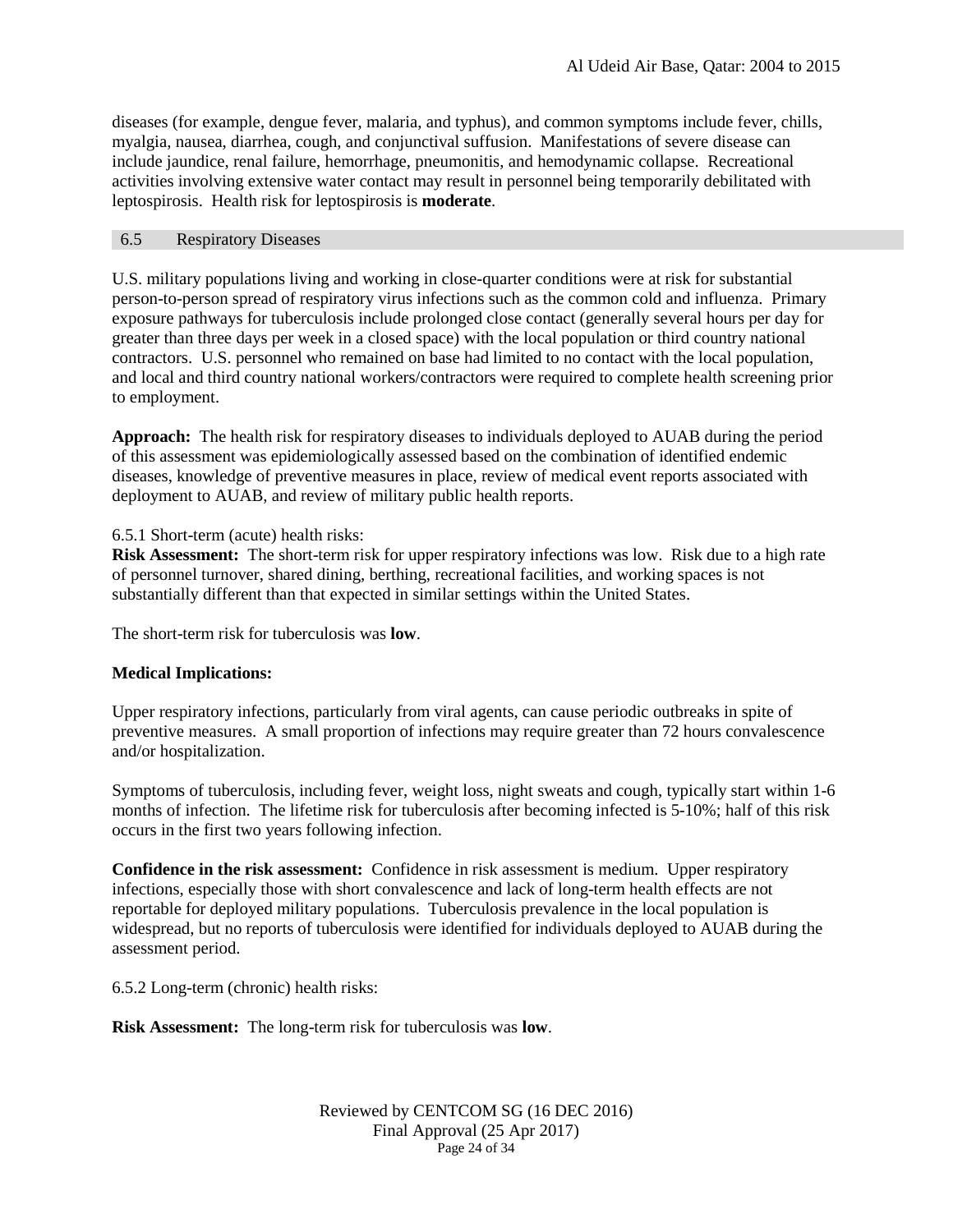diseases (for example, dengue fever, malaria, and typhus), and common symptoms include fever, chills, myalgia, nausea, diarrhea, cough, and conjunctival suffusion. Manifestations of severe disease can include jaundice, renal failure, hemorrhage, pneumonitis, and hemodynamic collapse. Recreational activities involving extensive water contact may result in personnel being temporarily debilitated with leptospirosis. Health risk for leptospirosis is **moderate**.

## 6.5 Respiratory Diseases

U.S. military populations living and working in close-quarter conditions were at risk for substantial person-to-person spread of respiratory virus infections such as the common cold and influenza. Primary exposure pathways for tuberculosis include prolonged close contact (generally several hours per day for greater than three days per week in a closed space) with the local population or third country national contractors. U.S. personnel who remained on base had limited to no contact with the local population, and local and third country national workers/contractors were required to complete health screening prior to employment.

**Approach:** The health risk for respiratory diseases to individuals deployed to AUAB during the period of this assessment was epidemiologically assessed based on the combination of identified endemic diseases, knowledge of preventive measures in place, review of medical event reports associated with deployment to AUAB, and review of military public health reports.

6.5.1 Short-term (acute) health risks:

**Risk Assessment:** The short-term risk for upper respiratory infections was low. Risk due to a high rate of personnel turnover, shared dining, berthing, recreational facilities, and working spaces is not substantially different than that expected in similar settings within the United States.

The short-term risk for tuberculosis was **low**.

**Medical Implications:**

Upper respiratory infections, particularly from viral agents, can cause periodic outbreaks in spite of preventive measures. A small proportion of infections may require greater than 72 hours convalescence and/or hospitalization.

Symptoms of tuberculosis, including fever, weight loss, night sweats and cough, typically start within 1-6 months of infection. The lifetime risk for tuberculosis after becoming infected is 5-10%; half of this risk occurs in the first two years following infection.

**Confidence in the risk assessment:** Confidence in risk assessment is medium. Upper respiratory infections, especially those with short convalescence and lack of long-term health effects are not reportable for deployed military populations. Tuberculosis prevalence in the local population is widespread, but no reports of tuberculosis were identified for individuals deployed to AUAB during the assessment period.

6.5.2 Long-term (chronic) health risks:

**Risk Assessment:** The long-term risk for tuberculosis was **low**.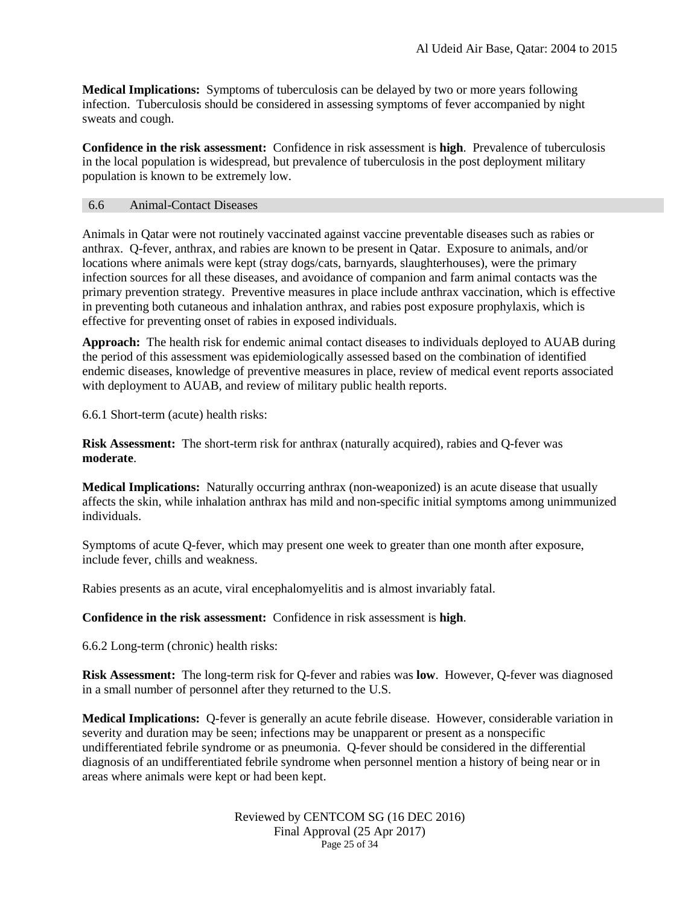**Medical Implications:** Symptoms of tuberculosis can be delayed by two or more years following infection. Tuberculosis should be considered in assessing symptoms of fever accompanied by night sweats and cough.

**Confidence in the risk assessment:** Confidence in risk assessment is **high**. Prevalence of tuberculosis in the local population is widespread, but prevalence of tuberculosis in the post deployment military population is known to be extremely low.

## 6.6 Animal-Contact Diseases

Animals in Qatar were not routinely vaccinated against vaccine preventable diseases such as rabies or anthrax. Q-fever, anthrax, and rabies are known to be present in Qatar. Exposure to animals, and/or locations where animals were kept (stray dogs/cats, barnyards, slaughterhouses), were the primary infection sources for all these diseases, and avoidance of companion and farm animal contacts was the primary prevention strategy. Preventive measures in place include anthrax vaccination, which is effective in preventing both cutaneous and inhalation anthrax, and rabies post exposure prophylaxis, which is effective for preventing onset of rabies in exposed individuals.

**Approach:** The health risk for endemic animal contact diseases to individuals deployed to AUAB during the period of this assessment was epidemiologically assessed based on the combination of identified endemic diseases, knowledge of preventive measures in place, review of medical event reports associated with deployment to AUAB, and review of military public health reports.

6.6.1 Short-term (acute) health risks:

**Risk Assessment:** The short-term risk for anthrax (naturally acquired), rabies and Q-fever was **moderate**.

**Medical Implications:** Naturally occurring anthrax (non-weaponized) is an acute disease that usually affects the skin, while inhalation anthrax has mild and non-specific initial symptoms among unimmunized individuals.

Symptoms of acute Q-fever, which may present one week to greater than one month after exposure, include fever, chills and weakness.

Rabies presents as an acute, viral encephalomyelitis and is almost invariably fatal.

**Confidence in the risk assessment:** Confidence in risk assessment is **high**.

6.6.2 Long-term (chronic) health risks:

**Risk Assessment:** The long-term risk for Q-fever and rabies was **low**. However, Q-fever was diagnosed in a small number of personnel after they returned to the U.S.

**Medical Implications:** Q-fever is generally an acute febrile disease. However, considerable variation in severity and duration may be seen; infections may be unapparent or present as a nonspecific undifferentiated febrile syndrome or as pneumonia. Q-fever should be considered in the differential diagnosis of an undifferentiated febrile syndrome when personnel mention a history of being near or in areas where animals were kept or had been kept.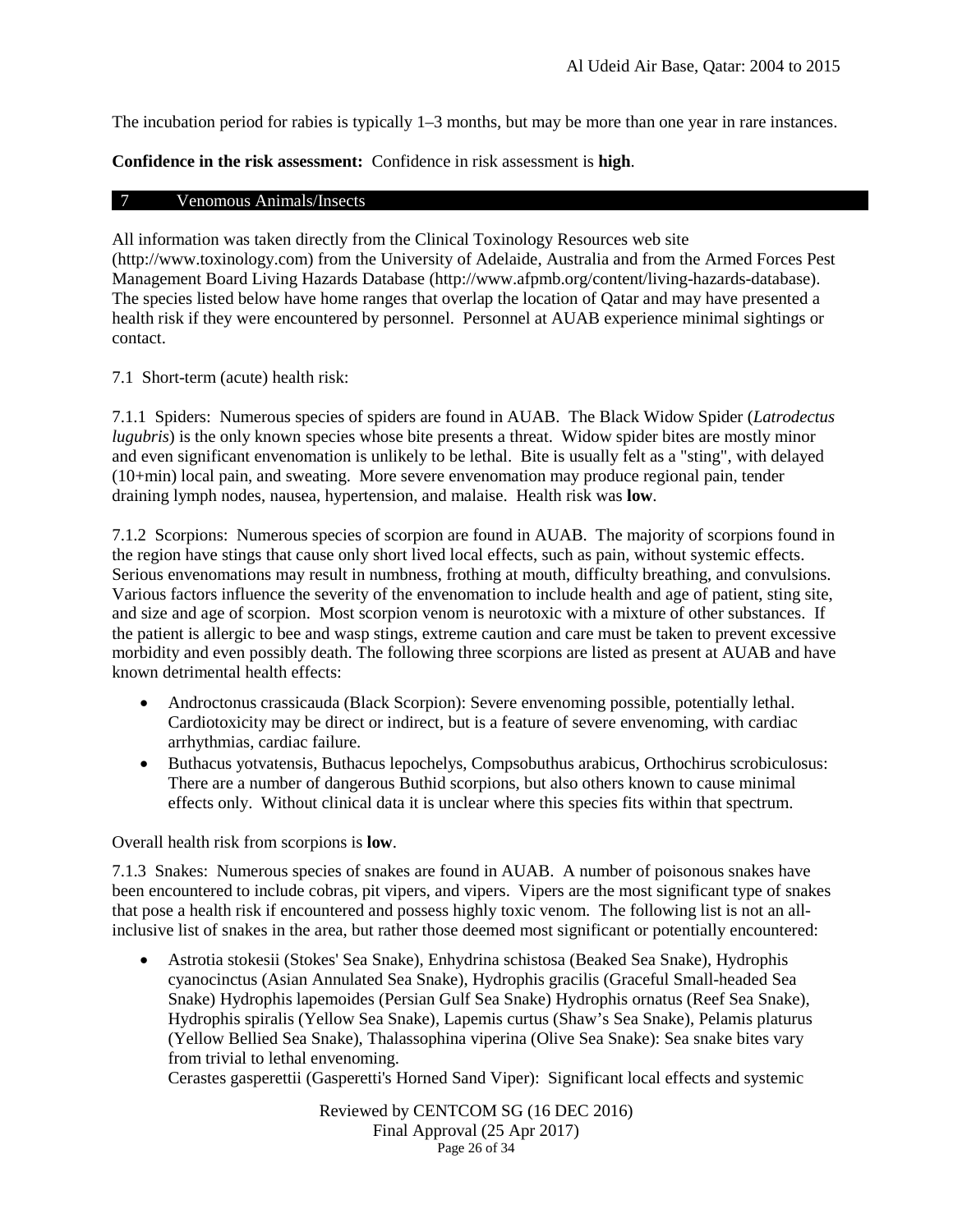The incubation period for rabies is typically 1–3 months, but may be more than one year in rare instances.

**Confidence in the risk assessment:** Confidence in risk assessment is **high**.

## 7 Venomous Animals/Insects

All information was taken directly from the Clinical Toxinology Resources web site (http://www.toxinology.com) from the University of Adelaide, Australia and from the Armed Forces Pest Management Board Living Hazards Database (http://www.afpmb.org/content/living-hazards-database). The species listed below have home ranges that overlap the location of Qatar and may have presented a health risk if they were encountered by personnel. Personnel at AUAB experience minimal sightings or contact.

7.1 Short-term (acute) health risk:

7.1.1 Spiders: Numerous species of spiders are found in AUAB. The Black Widow Spider (*Latrodectus lugubris*) is the only known species whose bite presents a threat. Widow spider bites are mostly minor and even significant envenomation is unlikely to be lethal. Bite is usually felt as a "sting", with delayed (10+min) local pain, and sweating. More severe envenomation may produce regional pain, tender draining lymph nodes, nausea, hypertension, and malaise. Health risk was **low**.

7.1.2 Scorpions: Numerous species of scorpion are found in AUAB. The majority of scorpions found in the region have stings that cause only short lived local effects, such as pain, without systemic effects. Serious envenomations may result in numbness, frothing at mouth, difficulty breathing, and convulsions. Various factors influence the severity of the envenomation to include health and age of patient, sting site, and size and age of scorpion. Most scorpion venom is neurotoxic with a mixture of other substances. If the patient is allergic to bee and wasp stings, extreme caution and care must be taken to prevent excessive morbidity and even possibly death. The following three scorpions are listed as present at AUAB and have known detrimental health effects:

- Androctonus crassicauda (Black Scorpion): Severe envenoming possible, potentially lethal. Cardiotoxicity may be direct or indirect, but is a feature of severe envenoming, with cardiac arrhythmias, cardiac failure.
- Buthacus yotvatensis, Buthacus lepochelys, Compsobuthus arabicus, Orthochirus scrobiculosus: There are a number of dangerous Buthid scorpions, but also others known to cause minimal effects only. Without clinical data it is unclear where this species fits within that spectrum.

Overall health risk from scorpions is **low**.

7.1.3 Snakes: Numerous species of snakes are found in AUAB. A number of poisonous snakes have been encountered to include cobras, pit vipers, and vipers. Vipers are the most significant type of snakes that pose a health risk if encountered and possess highly toxic venom. The following list is not an all-inclusive list of snakes in the area, but rather those deemed most significant or potentially encountered:

- Astrotia stokesii (Stokes' Sea Snake), Enhydrina schistosa (Beaked Sea Snake), Hydrophis cyanocinctus (Asian Annulated Sea Snake), Hydrophis gracilis (Graceful Small-headed Sea Snake) Hydrophis lapemoides (Persian Gulf Sea Snake) Hydrophis ornatus (Reef Sea Snake), Hydrophis spiralis (Yellow Sea Snake), Lapemis curtus (Shaw's Sea Snake), Pelamis platurus (Yellow Bellied Sea Snake), Thalassophina viperina (Olive Sea Snake): Sea snake bites vary from trivial to lethal envenoming.
  Cerastes gasperettii (Gasperetti's Horned Sand Viper): Significant local effects and systemic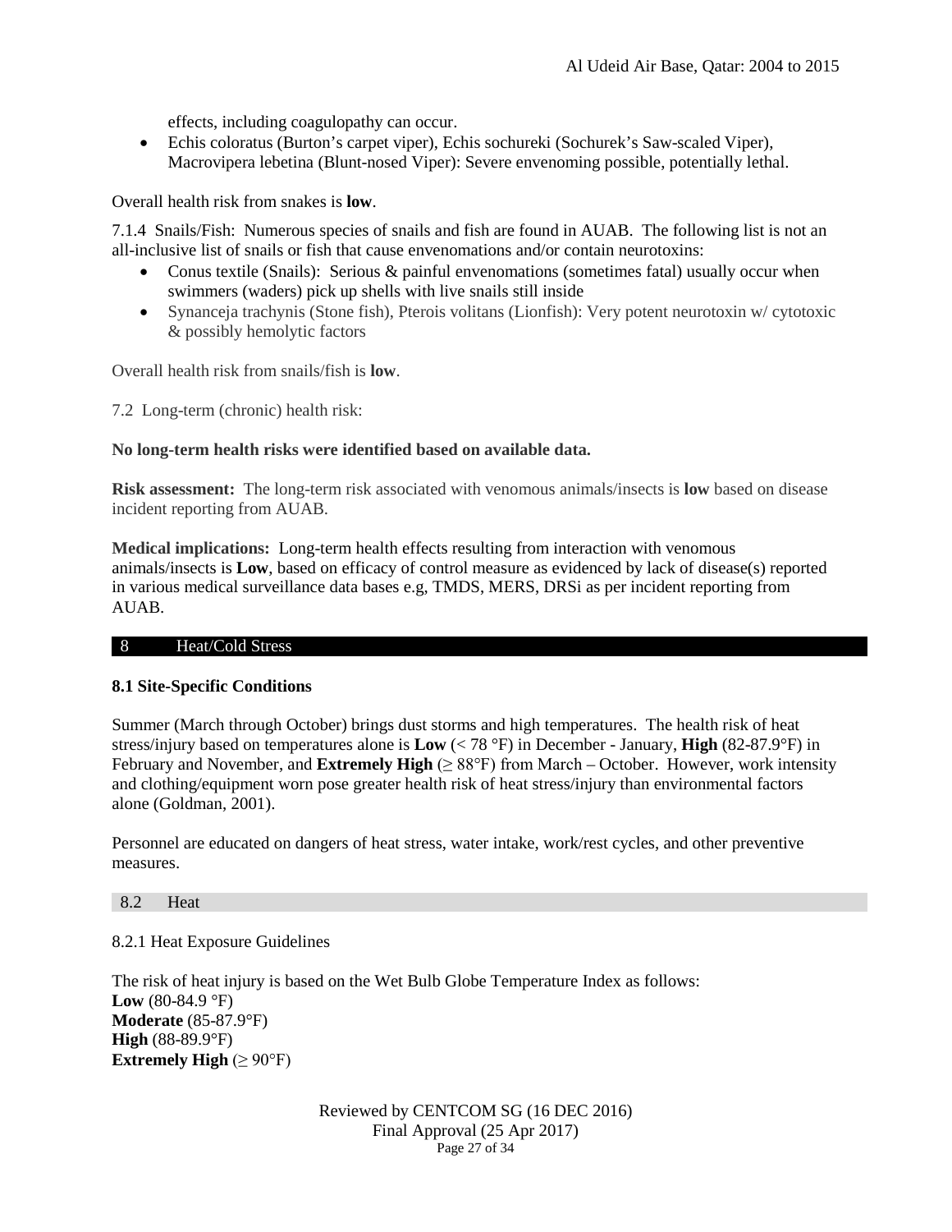effects, including coagulopathy can occur.

- Echis coloratus (Burton's carpet viper), Echis sochureki (Sochurek's Saw-scaled Viper), Macrovipera lebetina (Blunt-nosed Viper): Severe envenoming possible, potentially lethal.

Overall health risk from snakes is **low**.

7.1.4 Snails/Fish: Numerous species of snails and fish are found in AUAB. The following list is not an all-inclusive list of snails or fish that cause envenomations and/or contain neurotoxins:

- Conus textile (Snails): Serious & painful envenomations (sometimes fatal) usually occur when swimmers (waders) pick up shells with live snails still inside
- Synanceja trachynis (Stone fish), Pterois volitans (Lionfish): Very potent neurotoxin w/ cytotoxic & possibly hemolytic factors

Overall health risk from snails/fish is **low**.

7.2 Long-term (chronic) health risk:

**No long-term health risks were identified based on available data.**

**Risk assessment:** The long-term risk associated with venomous animals/insects is **low** based on disease incident reporting from AUAB.

**Medical implications:** Long-term health effects resulting from interaction with venomous animals/insects is **Low**, based on efficacy of control measure as evidenced by lack of disease(s) reported in various medical surveillance data bases e.g, TMDS, MERS, DRSi as per incident reporting from AUAB.

## 8 Heat/Cold Stress

### 8.1 Site-Specific Conditions

Summer (March through October) brings dust storms and high temperatures. The health risk of heat stress/injury based on temperatures alone is **Low** (< 78 °F) in December - January, **High** (82-87.9°F) in February and November, and **Extremely High** (≥ 88°F) from March – October. However, work intensity and clothing/equipment worn pose greater health risk of heat stress/injury than environmental factors alone (Goldman, 2001).

Personnel are educated on dangers of heat stress, water intake, work/rest cycles, and other preventive measures.

### 8.2 Heat

8.2.1 Heat Exposure Guidelines

The risk of heat injury is based on the Wet Bulb Globe Temperature Index as follows:
**Low** (80-84.9 °F)
**Moderate** (85-87.9°F)
**High** (88-89.9°F)
**Extremely High** (≥ 90°F)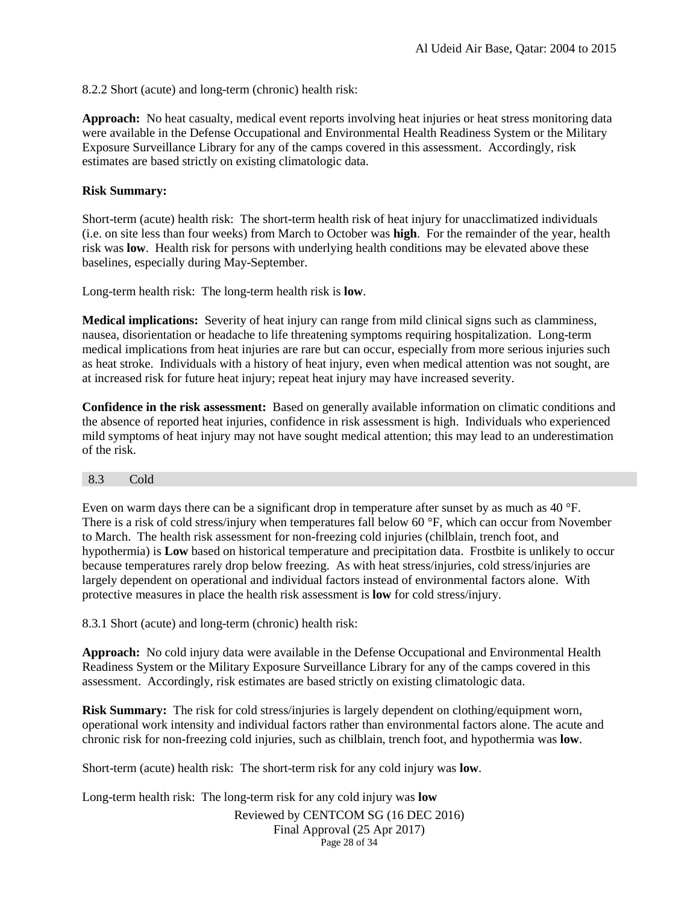8.2.2 Short (acute) and long-term (chronic) health risk:

**Approach:** No heat casualty, medical event reports involving heat injuries or heat stress monitoring data were available in the Defense Occupational and Environmental Health Readiness System or the Military Exposure Surveillance Library for any of the camps covered in this assessment. Accordingly, risk estimates are based strictly on existing climatologic data.

**Risk Summary:**

Short-term (acute) health risk: The short-term health risk of heat injury for unacclimatized individuals (i.e. on site less than four weeks) from March to October was **high**. For the remainder of the year, health risk was **low**. Health risk for persons with underlying health conditions may be elevated above these baselines, especially during May-September.

Long-term health risk: The long-term health risk is **low**.

**Medical implications:** Severity of heat injury can range from mild clinical signs such as clamminess, nausea, disorientation or headache to life threatening symptoms requiring hospitalization. Long-term medical implications from heat injuries are rare but can occur, especially from more serious injuries such as heat stroke. Individuals with a history of heat injury, even when medical attention was not sought, are at increased risk for future heat injury; repeat heat injury may have increased severity.

**Confidence in the risk assessment:** Based on generally available information on climatic conditions and the absence of reported heat injuries, confidence in risk assessment is high. Individuals who experienced mild symptoms of heat injury may not have sought medical attention; this may lead to an underestimation of the risk.

### 8.3 Cold

Even on warm days there can be a significant drop in temperature after sunset by as much as 40 °F. There is a risk of cold stress/injury when temperatures fall below 60 °F, which can occur from November to March. The health risk assessment for non-freezing cold injuries (chilblain, trench foot, and hypothermia) is **Low** based on historical temperature and precipitation data. Frostbite is unlikely to occur because temperatures rarely drop below freezing. As with heat stress/injuries, cold stress/injuries are largely dependent on operational and individual factors instead of environmental factors alone. With protective measures in place the health risk assessment is **low** for cold stress/injury.

8.3.1 Short (acute) and long-term (chronic) health risk:

**Approach:** No cold injury data were available in the Defense Occupational and Environmental Health Readiness System or the Military Exposure Surveillance Library for any of the camps covered in this assessment. Accordingly, risk estimates are based strictly on existing climatologic data.

**Risk Summary:** The risk for cold stress/injuries is largely dependent on clothing/equipment worn, operational work intensity and individual factors rather than environmental factors alone. The acute and chronic risk for non-freezing cold injuries, such as chilblain, trench foot, and hypothermia was **low**.

Short-term (acute) health risk: The short-term risk for any cold injury was **low**.

Long-term health risk: The long-term risk for any cold injury was **low**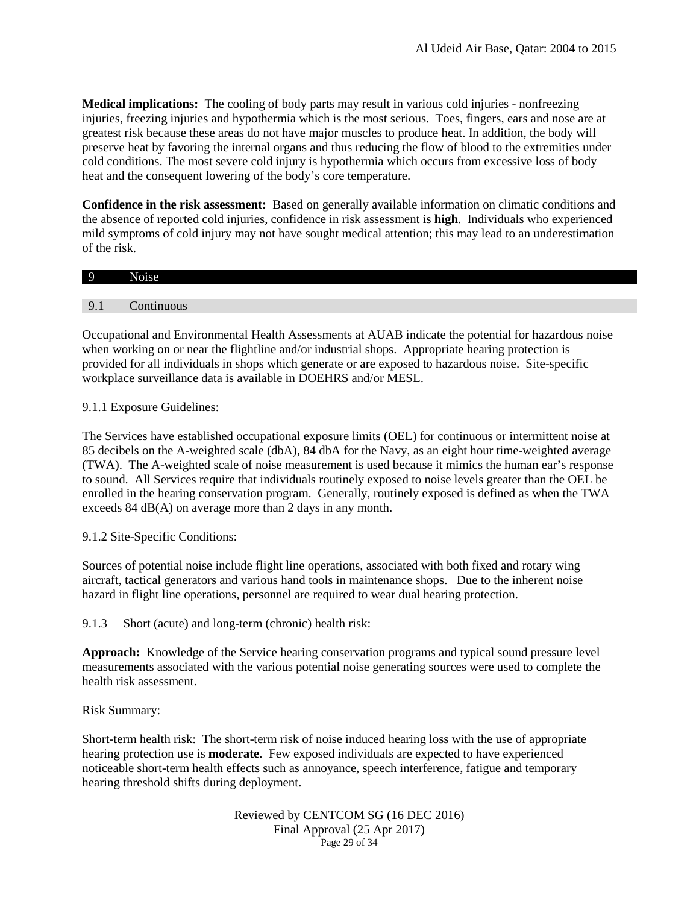**Medical implications:** The cooling of body parts may result in various cold injuries - nonfreezing injuries, freezing injuries and hypothermia which is the most serious. Toes, fingers, ears and nose are at greatest risk because these areas do not have major muscles to produce heat. In addition, the body will preserve heat by favoring the internal organs and thus reducing the flow of blood to the extremities under cold conditions. The most severe cold injury is hypothermia which occurs from excessive loss of body heat and the consequent lowering of the body's core temperature.

**Confidence in the risk assessment:** Based on generally available information on climatic conditions and the absence of reported cold injuries, confidence in risk assessment is **high**. Individuals who experienced mild symptoms of cold injury may not have sought medical attention; this may lead to an underestimation of the risk.

# 9 Noise

## 9.1 Continuous

Occupational and Environmental Health Assessments at AUAB indicate the potential for hazardous noise when working on or near the flightline and/or industrial shops. Appropriate hearing protection is provided for all individuals in shops which generate or are exposed to hazardous noise. Site-specific workplace surveillance data is available in DOEHRS and/or MESL.

### 9.1.1 Exposure Guidelines:

The Services have established occupational exposure limits (OEL) for continuous or intermittent noise at 85 decibels on the A-weighted scale (dbA), 84 dbA for the Navy, as an eight hour time-weighted average (TWA). The A-weighted scale of noise measurement is used because it mimics the human ear's response to sound. All Services require that individuals routinely exposed to noise levels greater than the OEL be enrolled in the hearing conservation program. Generally, routinely exposed is defined as when the TWA exceeds 84 dB(A) on average more than 2 days in any month.

### 9.1.2 Site-Specific Conditions:

Sources of potential noise include flight line operations, associated with both fixed and rotary wing aircraft, tactical generators and various hand tools in maintenance shops. Due to the inherent noise hazard in flight line operations, personnel are required to wear dual hearing protection.

### 9.1.3 Short (acute) and long-term (chronic) health risk:

**Approach:** Knowledge of the Service hearing conservation programs and typical sound pressure level measurements associated with the various potential noise generating sources were used to complete the health risk assessment.

Risk Summary:

Short-term health risk: The short-term risk of noise induced hearing loss with the use of appropriate hearing protection use is **moderate**. Few exposed individuals are expected to have experienced noticeable short-term health effects such as annoyance, speech interference, fatigue and temporary hearing threshold shifts during deployment.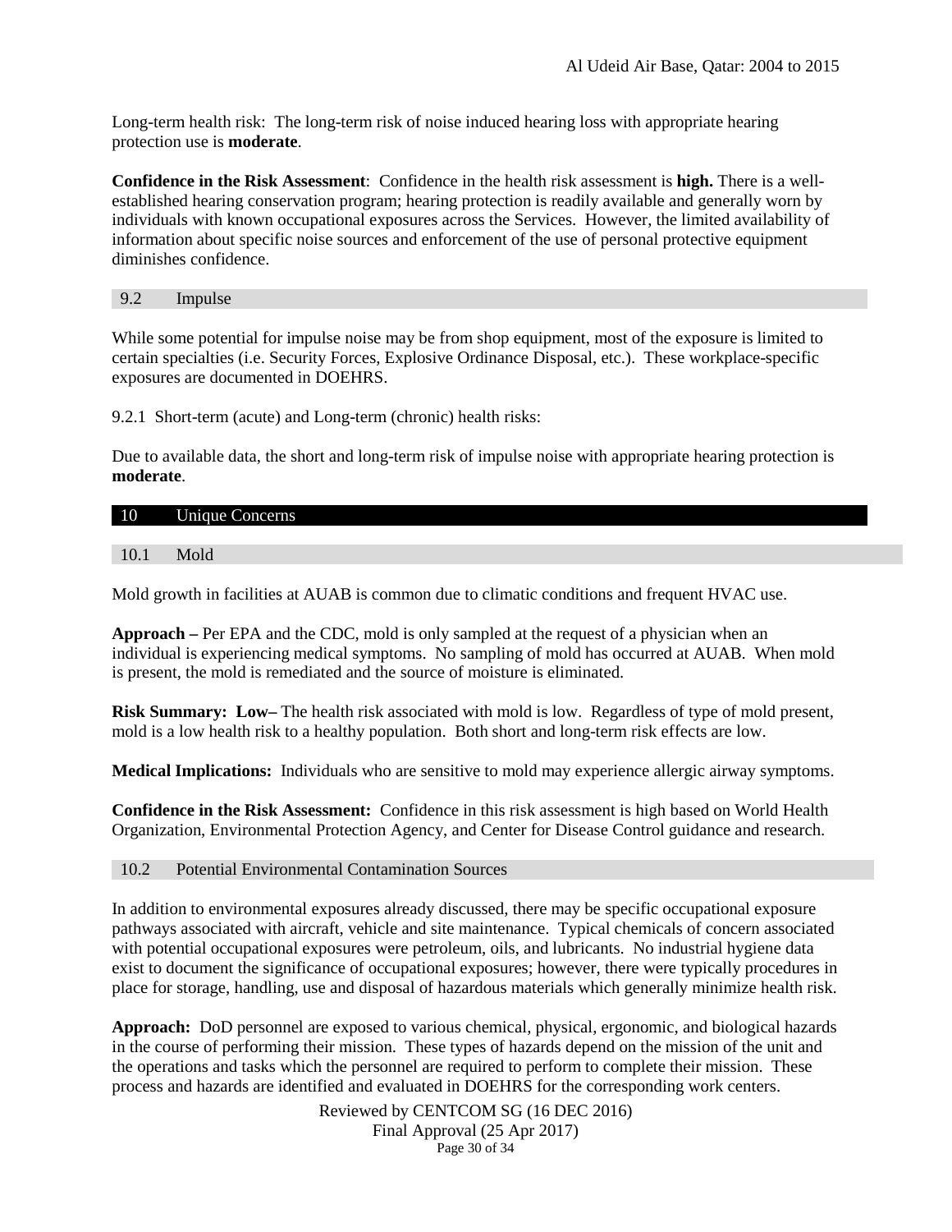Long-term health risk: The long-term risk of noise induced hearing loss with appropriate hearing protection use is **moderate**.

**Confidence in the Risk Assessment**: Confidence in the health risk assessment is **high.** There is a well-established hearing conservation program; hearing protection is readily available and generally worn by individuals with known occupational exposures across the Services. However, the limited availability of information about specific noise sources and enforcement of the use of personal protective equipment diminishes confidence.

### 9.2 Impulse

While some potential for impulse noise may be from shop equipment, most of the exposure is limited to certain specialties (i.e. Security Forces, Explosive Ordinance Disposal, etc.). These workplace-specific exposures are documented in DOEHRS.

9.2.1 Short-term (acute) and Long-term (chronic) health risks:

Due to available data, the short and long-term risk of impulse noise with appropriate hearing protection is **moderate**.

## 10 Unique Concerns

### 10.1 Mold

Mold growth in facilities at AUAB is common due to climatic conditions and frequent HVAC use.

**Approach –** Per EPA and the CDC, mold is only sampled at the request of a physician when an individual is experiencing medical symptoms. No sampling of mold has occurred at AUAB. When mold is present, the mold is remediated and the source of moisture is eliminated.

**Risk Summary: Low–** The health risk associated with mold is low. Regardless of type of mold present, mold is a low health risk to a healthy population. Both short and long-term risk effects are low.

**Medical Implications:** Individuals who are sensitive to mold may experience allergic airway symptoms.

**Confidence in the Risk Assessment:** Confidence in this risk assessment is high based on World Health Organization, Environmental Protection Agency, and Center for Disease Control guidance and research.

### 10.2 Potential Environmental Contamination Sources

In addition to environmental exposures already discussed, there may be specific occupational exposure pathways associated with aircraft, vehicle and site maintenance. Typical chemicals of concern associated with potential occupational exposures were petroleum, oils, and lubricants. No industrial hygiene data exist to document the significance of occupational exposures; however, there were typically procedures in place for storage, handling, use and disposal of hazardous materials which generally minimize health risk.

**Approach:** DoD personnel are exposed to various chemical, physical, ergonomic, and biological hazards in the course of performing their mission. These types of hazards depend on the mission of the unit and the operations and tasks which the personnel are required to perform to complete their mission. These process and hazards are identified and evaluated in DOEHRS for the corresponding work centers.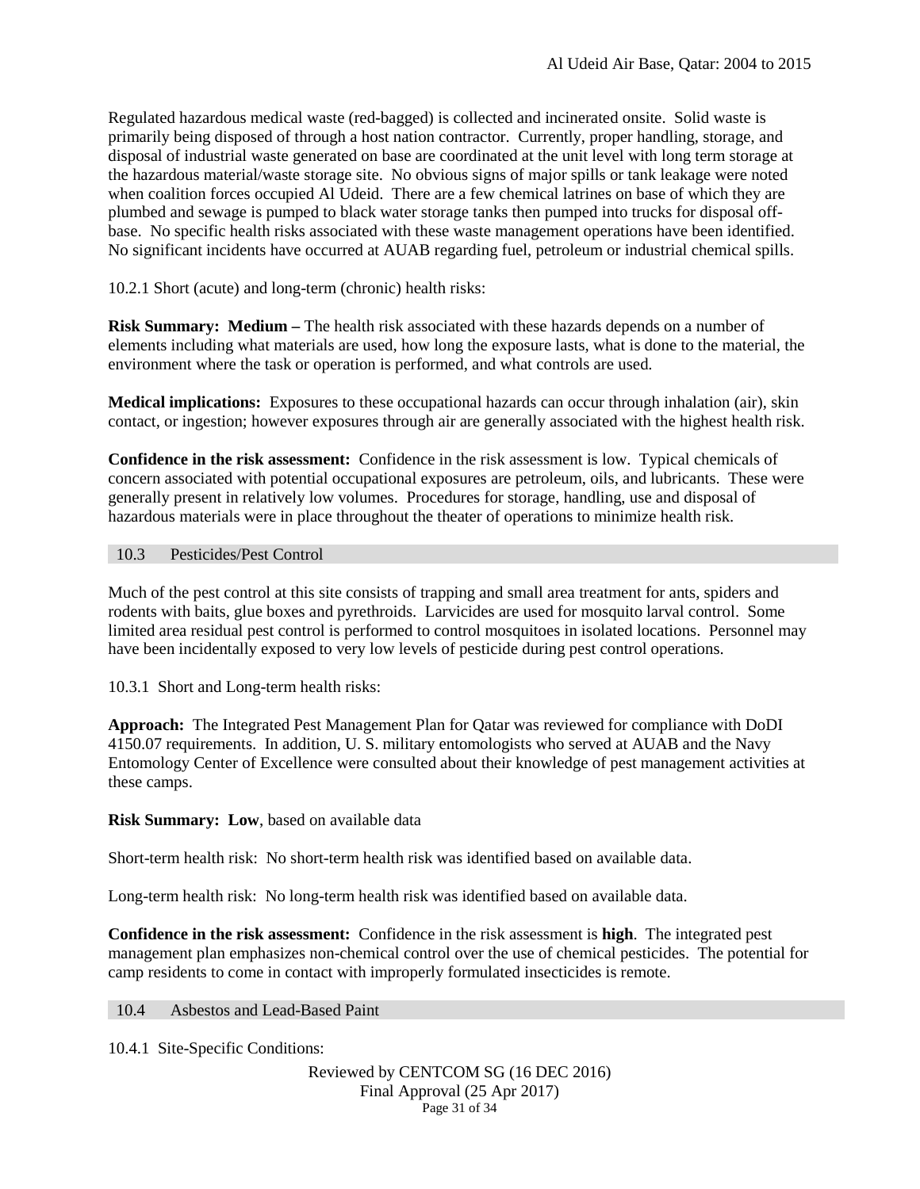Regulated hazardous medical waste (red-bagged) is collected and incinerated onsite. Solid waste is primarily being disposed of through a host nation contractor. Currently, proper handling, storage, and disposal of industrial waste generated on base are coordinated at the unit level with long term storage at the hazardous material/waste storage site. No obvious signs of major spills or tank leakage were noted when coalition forces occupied Al Udeid. There are a few chemical latrines on base of which they are plumbed and sewage is pumped to black water storage tanks then pumped into trucks for disposal off-base. No specific health risks associated with these waste management operations have been identified. No significant incidents have occurred at AUAB regarding fuel, petroleum or industrial chemical spills.

10.2.1 Short (acute) and long-term (chronic) health risks:

**Risk Summary: Medium –** The health risk associated with these hazards depends on a number of elements including what materials are used, how long the exposure lasts, what is done to the material, the environment where the task or operation is performed, and what controls are used.

**Medical implications:** Exposures to these occupational hazards can occur through inhalation (air), skin contact, or ingestion; however exposures through air are generally associated with the highest health risk.

**Confidence in the risk assessment:** Confidence in the risk assessment is low. Typical chemicals of concern associated with potential occupational exposures are petroleum, oils, and lubricants. These were generally present in relatively low volumes. Procedures for storage, handling, use and disposal of hazardous materials were in place throughout the theater of operations to minimize health risk.

## 10.3 Pesticides/Pest Control

Much of the pest control at this site consists of trapping and small area treatment for ants, spiders and rodents with baits, glue boxes and pyrethroids. Larvicides are used for mosquito larval control. Some limited area residual pest control is performed to control mosquitoes in isolated locations. Personnel may have been incidentally exposed to very low levels of pesticide during pest control operations.

10.3.1 Short and Long-term health risks:

**Approach:** The Integrated Pest Management Plan for Qatar was reviewed for compliance with DoDI 4150.07 requirements. In addition, U. S. military entomologists who served at AUAB and the Navy Entomology Center of Excellence were consulted about their knowledge of pest management activities at these camps.

**Risk Summary: Low**, based on available data

Short-term health risk: No short-term health risk was identified based on available data.

Long-term health risk: No long-term health risk was identified based on available data.

**Confidence in the risk assessment:** Confidence in the risk assessment is **high**. The integrated pest management plan emphasizes non-chemical control over the use of chemical pesticides. The potential for camp residents to come in contact with improperly formulated insecticides is remote.

## 10.4 Asbestos and Lead-Based Paint

10.4.1 Site-Specific Conditions: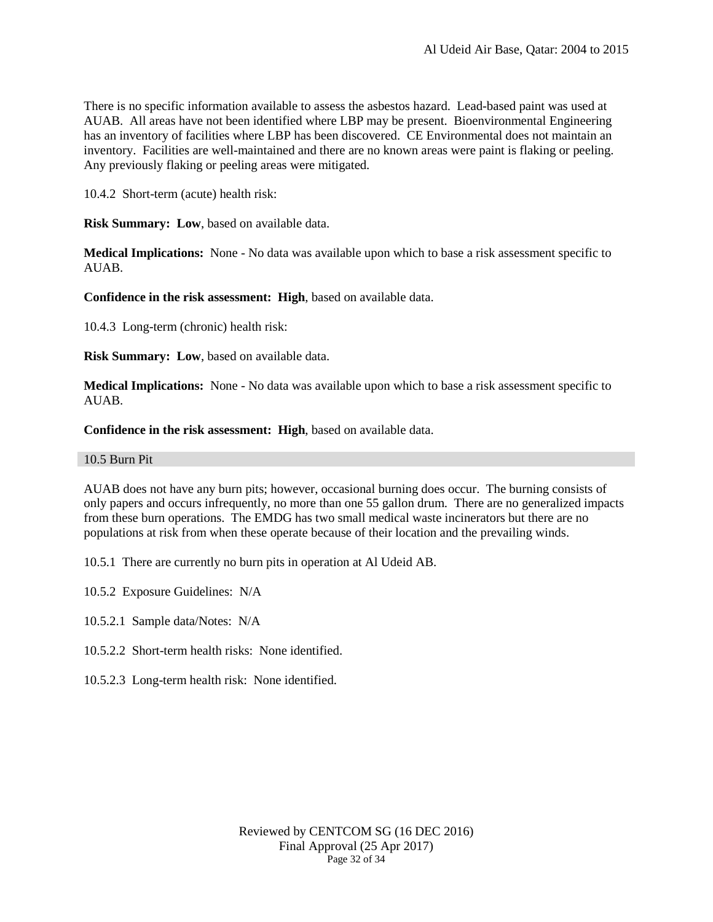There is no specific information available to assess the asbestos hazard. Lead-based paint was used at AUAB. All areas have not been identified where LBP may be present. Bioenvironmental Engineering has an inventory of facilities where LBP has been discovered. CE Environmental does not maintain an inventory. Facilities are well-maintained and there are no known areas were paint is flaking or peeling. Any previously flaking or peeling areas were mitigated.

10.4.2 Short-term (acute) health risk:

**Risk Summary: Low**, based on available data.

**Medical Implications:** None - No data was available upon which to base a risk assessment specific to AUAB.

**Confidence in the risk assessment: High**, based on available data.

10.4.3 Long-term (chronic) health risk:

**Risk Summary: Low**, based on available data.

**Medical Implications:** None - No data was available upon which to base a risk assessment specific to AUAB.

**Confidence in the risk assessment: High**, based on available data.

## 10.5 Burn Pit

AUAB does not have any burn pits; however, occasional burning does occur. The burning consists of only papers and occurs infrequently, no more than one 55 gallon drum. There are no generalized impacts from these burn operations. The EMDG has two small medical waste incinerators but there are no populations at risk from when these operate because of their location and the prevailing winds.

10.5.1 There are currently no burn pits in operation at Al Udeid AB.

10.5.2 Exposure Guidelines: N/A

10.5.2.1 Sample data/Notes: N/A

10.5.2.2 Short-term health risks: None identified.

10.5.2.3 Long-term health risk: None identified.

Reviewed by CENTCOM SG (16 DEC 2016)
Final Approval (25 Apr 2017)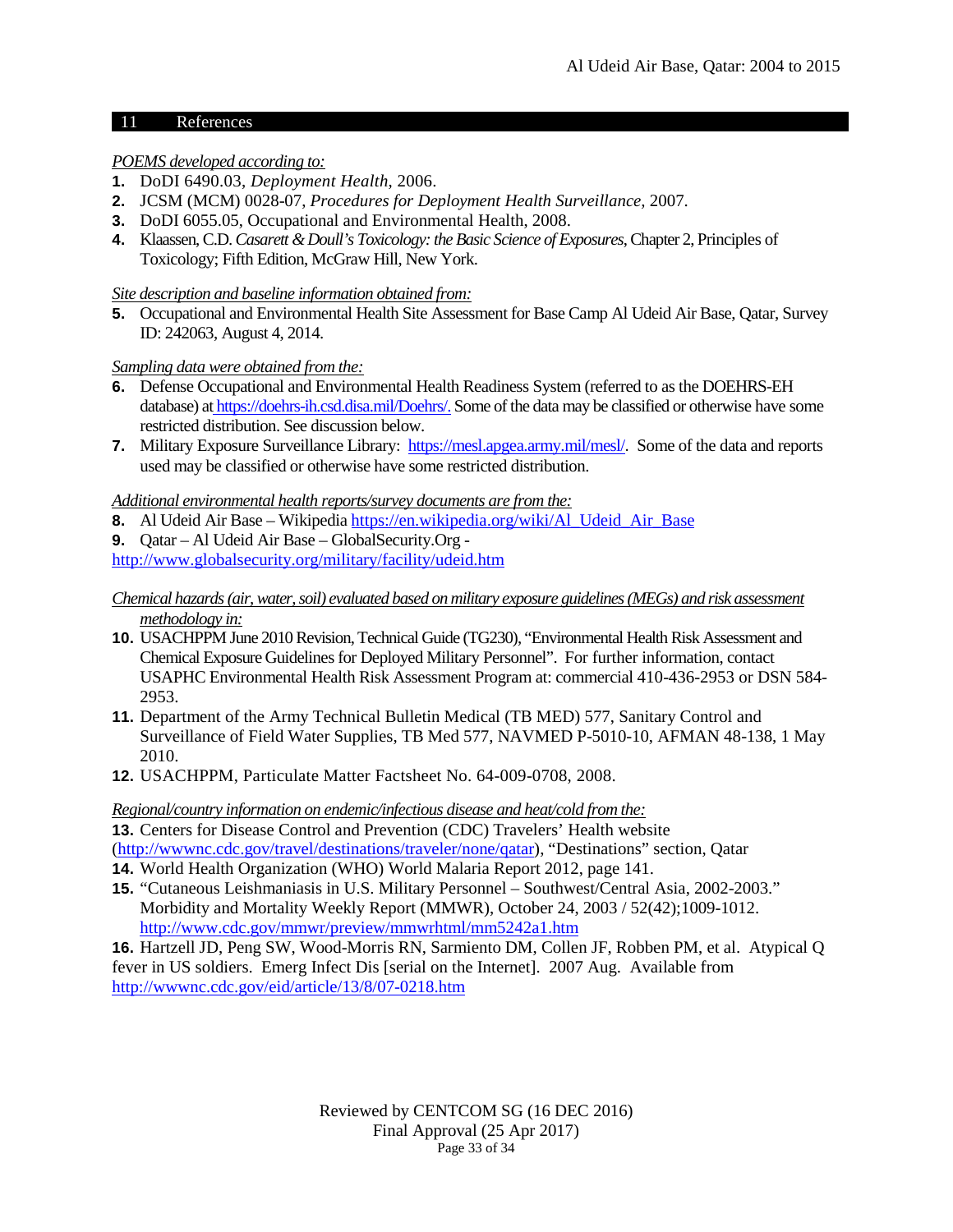## 11 References

*POEMS developed according to:*

1. DoDI 6490.03, *Deployment Health*, 2006.
2. JCSM (MCM) 0028-07, *Procedures for Deployment Health Surveillance*, 2007.
3. DoDI 6055.05, Occupational and Environmental Health, 2008.
4. Klaassen, C.D. *Casarett & Doull's Toxicology: the Basic Science of Exposures*, Chapter 2, Principles of Toxicology; Fifth Edition, McGraw Hill, New York.

*Site description and baseline information obtained from:*

5. Occupational and Environmental Health Site Assessment for Base Camp Al Udeid Air Base, Qatar, Survey ID: 242063, August 4, 2014.

*Sampling data were obtained from the:*

6. Defense Occupational and Environmental Health Readiness System (referred to as the DOEHRS-EH database) at https://doehrs-ih.csd.disa.mil/Doehrs/. Some of the data may be classified or otherwise have some restricted distribution. See discussion below.
7. Military Exposure Surveillance Library: https://mesl.apgea.army.mil/mesl/. Some of the data and reports used may be classified or otherwise have some restricted distribution.

*Additional environmental health reports/survey documents are from the:*

8. Al Udeid Air Base – Wikipedia https://en.wikipedia.org/wiki/Al_Udeid_Air_Base
9. Qatar – Al Udeid Air Base – GlobalSecurity.Org - http://www.globalsecurity.org/military/facility/udeid.htm

*Chemical hazards (air, water, soil) evaluated based on military exposure guidelines (MEGs) and risk assessment methodology in:*

10. USACHPPM June 2010 Revision, Technical Guide (TG230), "Environmental Health Risk Assessment and Chemical Exposure Guidelines for Deployed Military Personnel". For further information, contact USAPHC Environmental Health Risk Assessment Program at: commercial 410-436-2953 or DSN 584-2953.
11. Department of the Army Technical Bulletin Medical (TB MED) 577, Sanitary Control and Surveillance of Field Water Supplies, TB Med 577, NAVMED P-5010-10, AFMAN 48-138, 1 May 2010.
12. USACHPPM, Particulate Matter Factsheet No. 64-009-0708, 2008.

*Regional/country information on endemic/infectious disease and heat/cold from the:*

13. Centers for Disease Control and Prevention (CDC) Travelers' Health website (http://wwwnc.cdc.gov/travel/destinations/traveler/none/qatar), "Destinations" section, Qatar
14. World Health Organization (WHO) World Malaria Report 2012, page 141.
15. "Cutaneous Leishmaniasis in U.S. Military Personnel – Southwest/Central Asia, 2002-2003." Morbidity and Mortality Weekly Report (MMWR), October 24, 2003 / 52(42);1009-1012. http://www.cdc.gov/mmwr/preview/mmwrhtml/mm5242a1.htm
16. Hartzell JD, Peng SW, Wood-Morris RN, Sarmiento DM, Collen JF, Robben PM, et al. Atypical Q fever in US soldiers. Emerg Infect Dis [serial on the Internet]. 2007 Aug. Available from http://wwwnc.cdc.gov/eid/article/13/8/07-0218.htm

Reviewed by CENTCOM SG (16 DEC 2016)
Final Approval (25 Apr 2017)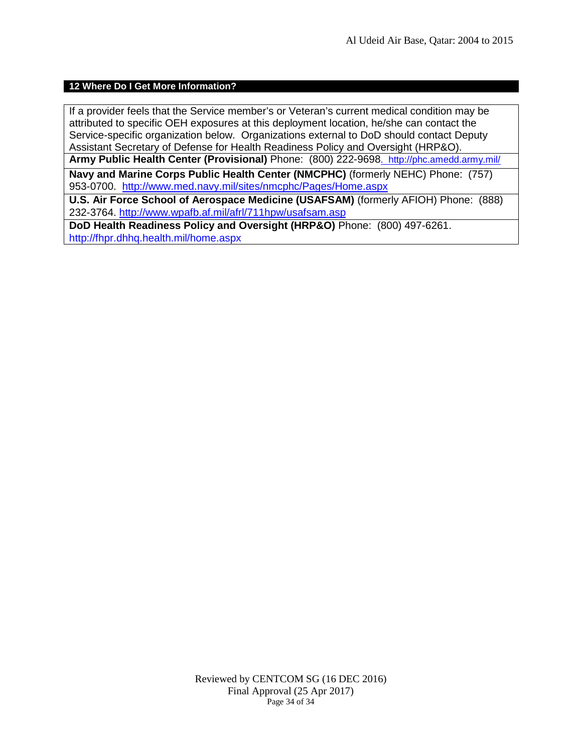## 12 Where Do I Get More Information?

| |
|---|
| If a provider feels that the Service member's or Veteran's current medical condition may be attributed to specific OEH exposures at this deployment location, he/she can contact the Service-specific organization below. Organizations external to DoD should contact Deputy Assistant Secretary of Defense for Health Readiness Policy and Oversight (HRP&O). |
| **Army Public Health Center (Provisional)** Phone: (800) 222-9698. http://phc.amedd.army.mil/ |
| **Navy and Marine Corps Public Health Center (NMCPHC)** (formerly NEHC) Phone: (757) 953-0700. http://www.med.navy.mil/sites/nmcphc/Pages/Home.aspx |
| **U.S. Air Force School of Aerospace Medicine (USAFSAM)** (formerly AFIOH) Phone: (888) 232-3764. http://www.wpafb.af.mil/afrl/711hpw/usafsam.asp |
| **DoD Health Readiness Policy and Oversight (HRP&O)** Phone: (800) 497-6261. http://fhpr.dhhq.health.mil/home.aspx |

Reviewed by CENTCOM SG (16 DEC 2016)
Final Approval (25 Apr 2017)